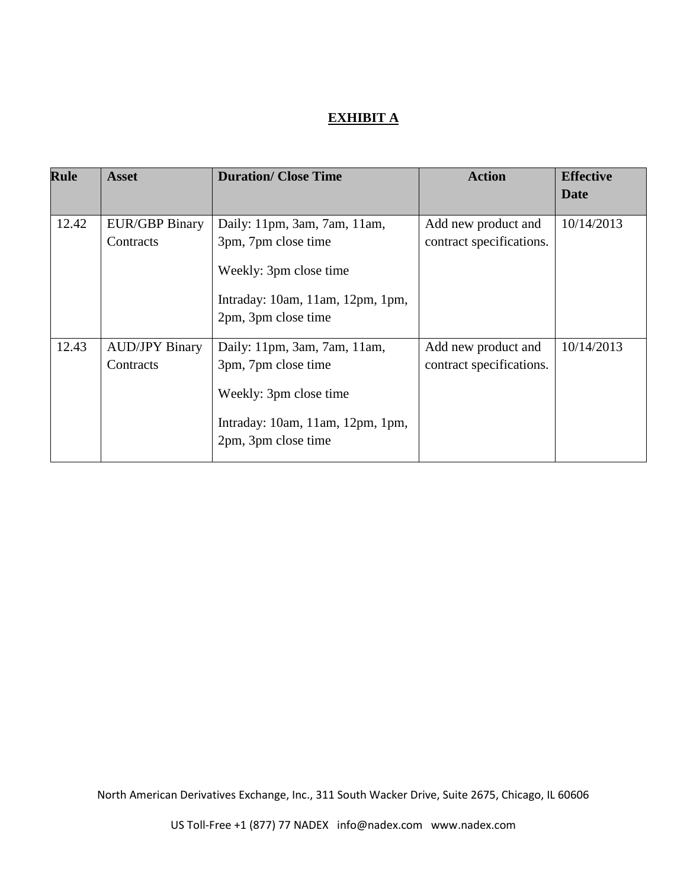# EXHIBIT A

| Rule | Asset | Duration/ Close Time | Action | Effective Date |
|---|---|---|---|---|
| 12.42 | EUR/GBP Binary Contracts | Daily: 11pm, 3am, 7am, 11am, 3pm, 7pm close time<br><br>Weekly: 3pm close time<br><br>Intraday: 10am, 11am, 12pm, 1pm, 2pm, 3pm close time | Add new product and contract specifications. | 10/14/2013 |
| 12.43 | AUD/JPY Binary Contracts | Daily: 11pm, 3am, 7am, 11am, 3pm, 7pm close time<br><br>Weekly: 3pm close time<br><br>Intraday: 10am, 11am, 12pm, 1pm, 2pm, 3pm close time | Add new product and contract specifications. | 10/14/2013 |

North American Derivatives Exchange, Inc., 311 South Wacker Drive, Suite 2675, Chicago, IL 60606

US Toll-Free +1 (877) 77 NADEX info@nadex.com www.nadex.com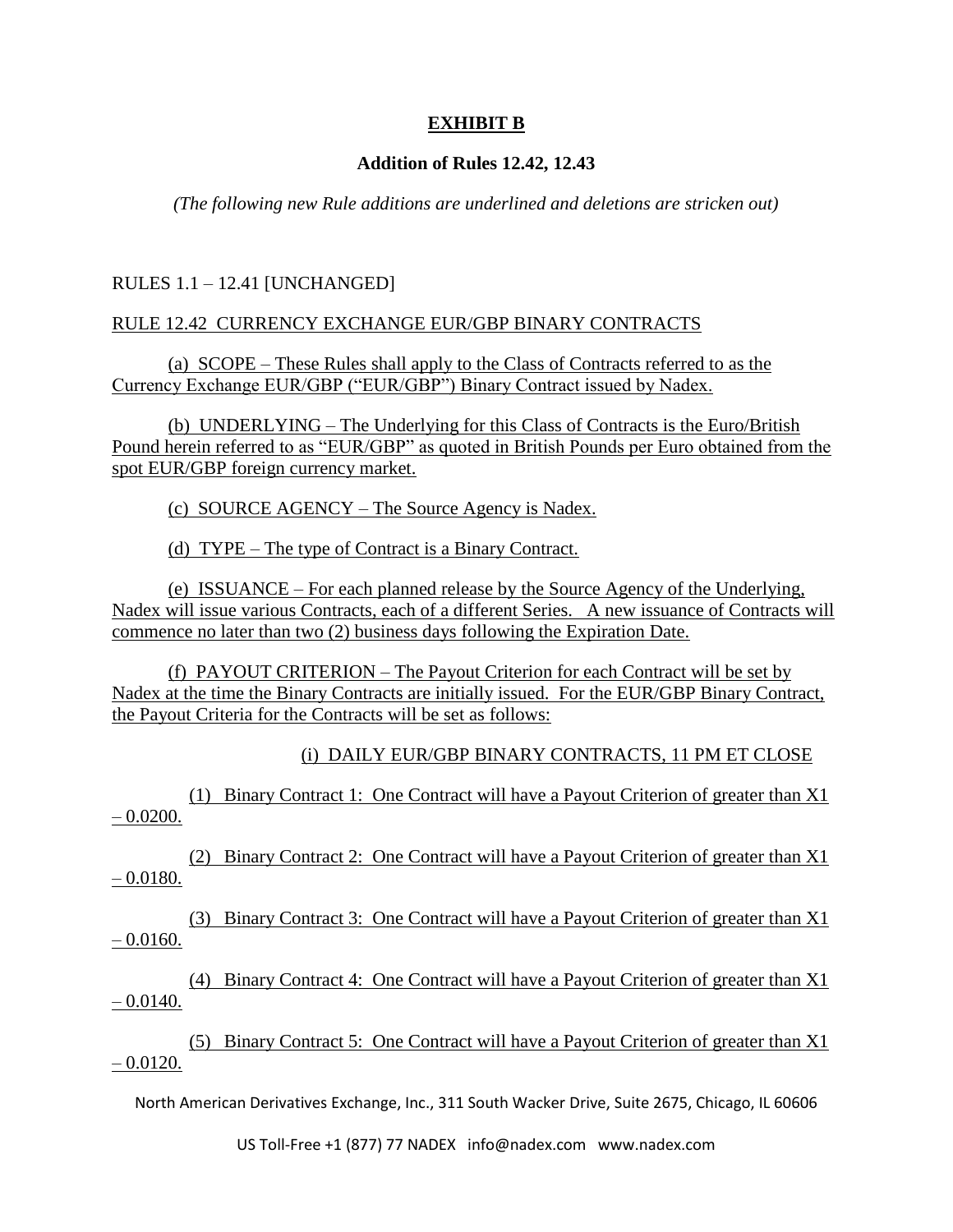# **EXHIBIT B**

### **Addition of Rules 12.42, 12.43**

*(The following new Rule additions are underlined and deletions are stricken out)*

RULES 1.1 – 12.41 [UNCHANGED]

<u>RULE 12.42 CURRENCY EXCHANGE EUR/GBP BINARY CONTRACTS</u>

<u>(a) SCOPE – These Rules shall apply to the Class of Contracts referred to as the Currency Exchange EUR/GBP ("EUR/GBP") Binary Contract issued by Nadex.</u>

<u>(b) UNDERLYING – The Underlying for this Class of Contracts is the Euro/British Pound herein referred to as "EUR/GBP" as quoted in British Pounds per Euro obtained from the spot EUR/GBP foreign currency market.</u>

<u>(c) SOURCE AGENCY – The Source Agency is Nadex.</u>

<u>(d) TYPE – The type of Contract is a Binary Contract.</u>

<u>(e) ISSUANCE – For each planned release by the Source Agency of the Underlying, Nadex will issue various Contracts, each of a different Series. A new issuance of Contracts will commence no later than two (2) business days following the Expiration Date.</u>

<u>(f) PAYOUT CRITERION – The Payout Criterion for each Contract will be set by Nadex at the time the Binary Contracts are initially issued. For the EUR/GBP Binary Contract, the Payout Criteria for the Contracts will be set as follows:</u>

<u>(i) DAILY EUR/GBP BINARY CONTRACTS, 11 PM ET CLOSE</u>

<u>(1) Binary Contract 1: One Contract will have a Payout Criterion of greater than X1 – 0.0200.</u>

<u>(2) Binary Contract 2: One Contract will have a Payout Criterion of greater than X1 – 0.0180.</u>

<u>(3) Binary Contract 3: One Contract will have a Payout Criterion of greater than X1 – 0.0160.</u>

<u>(4) Binary Contract 4: One Contract will have a Payout Criterion of greater than X1 – 0.0140.</u>

<u>(5) Binary Contract 5: One Contract will have a Payout Criterion of greater than X1 – 0.0120.</u>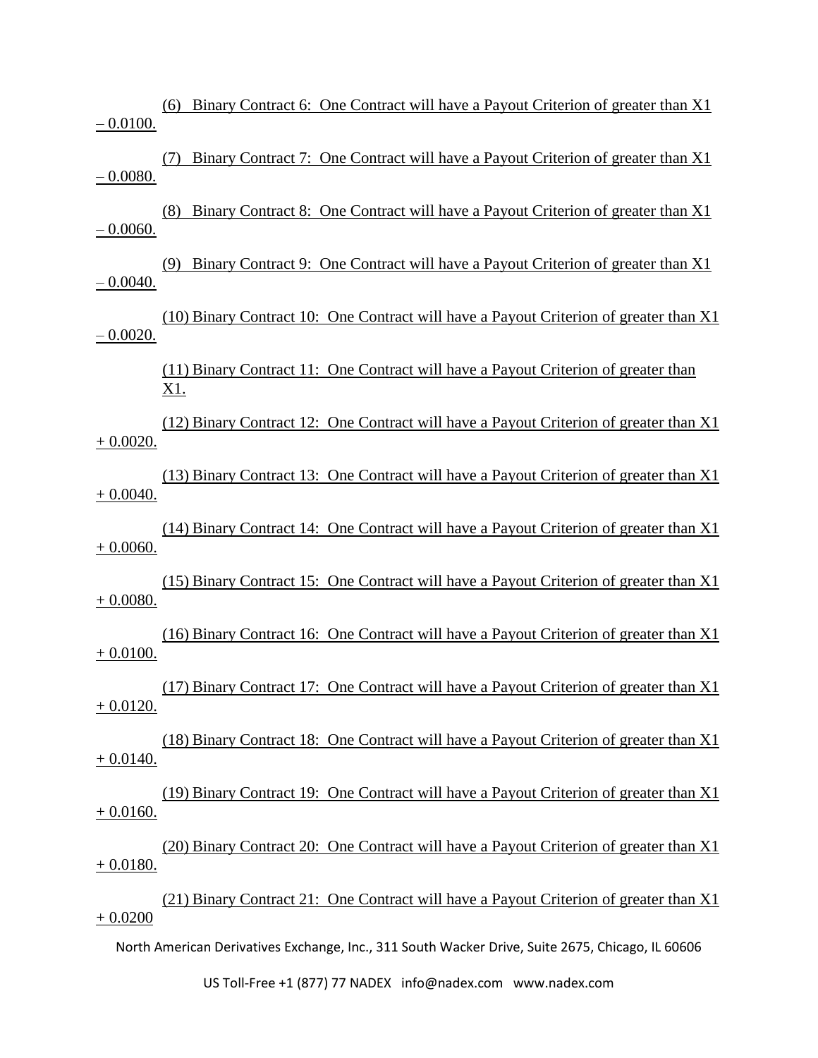(6) Binary Contract 6: One Contract will have a Payout Criterion of greater than X1 – 0.0100.

(7) Binary Contract 7: One Contract will have a Payout Criterion of greater than X1 – 0.0080.

(8) Binary Contract 8: One Contract will have a Payout Criterion of greater than X1 – 0.0060.

(9) Binary Contract 9: One Contract will have a Payout Criterion of greater than X1 – 0.0040.

(10) Binary Contract 10: One Contract will have a Payout Criterion of greater than X1 – 0.0020.

(11) Binary Contract 11: One Contract will have a Payout Criterion of greater than X1.

(12) Binary Contract 12: One Contract will have a Payout Criterion of greater than X1 + 0.0020.

(13) Binary Contract 13: One Contract will have a Payout Criterion of greater than X1 + 0.0040.

(14) Binary Contract 14: One Contract will have a Payout Criterion of greater than X1 + 0.0060.

(15) Binary Contract 15: One Contract will have a Payout Criterion of greater than X1 + 0.0080.

(16) Binary Contract 16: One Contract will have a Payout Criterion of greater than X1 + 0.0100.

(17) Binary Contract 17: One Contract will have a Payout Criterion of greater than X1 + 0.0120.

(18) Binary Contract 18: One Contract will have a Payout Criterion of greater than X1 + 0.0140.

(19) Binary Contract 19: One Contract will have a Payout Criterion of greater than X1 + 0.0160.

(20) Binary Contract 20: One Contract will have a Payout Criterion of greater than X1 + 0.0180.

(21) Binary Contract 21: One Contract will have a Payout Criterion of greater than X1 + 0.0200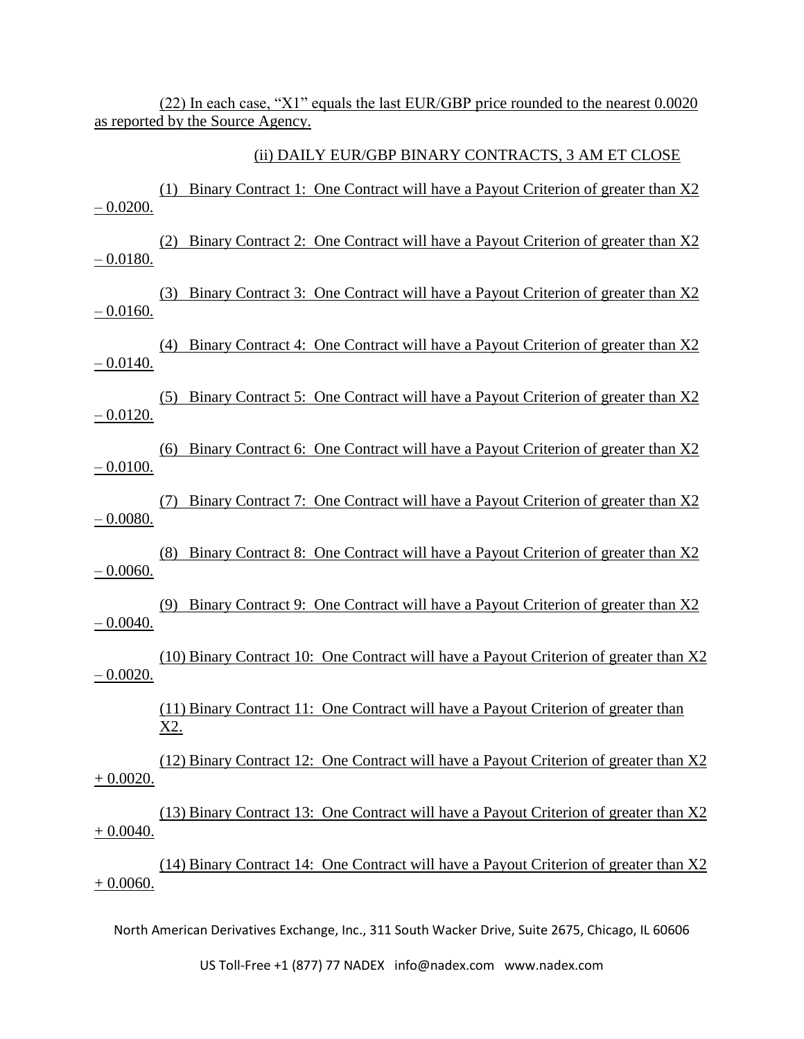(22) In each case, "X1" equals the last EUR/GBP price rounded to the nearest 0.0020 as reported by the Source Agency.

(ii) DAILY EUR/GBP BINARY CONTRACTS, 3 AM ET CLOSE

(1) Binary Contract 1: One Contract will have a Payout Criterion of greater than X2 – 0.0200.

(2) Binary Contract 2: One Contract will have a Payout Criterion of greater than X2 – 0.0180.

(3) Binary Contract 3: One Contract will have a Payout Criterion of greater than X2 – 0.0160.

(4) Binary Contract 4: One Contract will have a Payout Criterion of greater than X2 – 0.0140.

(5) Binary Contract 5: One Contract will have a Payout Criterion of greater than X2 – 0.0120.

(6) Binary Contract 6: One Contract will have a Payout Criterion of greater than X2 – 0.0100.

(7) Binary Contract 7: One Contract will have a Payout Criterion of greater than X2 – 0.0080.

(8) Binary Contract 8: One Contract will have a Payout Criterion of greater than X2 – 0.0060.

(9) Binary Contract 9: One Contract will have a Payout Criterion of greater than X2 – 0.0040.

(10) Binary Contract 10: One Contract will have a Payout Criterion of greater than X2 – 0.0020.

(11) Binary Contract 11: One Contract will have a Payout Criterion of greater than X2.

(12) Binary Contract 12: One Contract will have a Payout Criterion of greater than X2 + 0.0020.

(13) Binary Contract 13: One Contract will have a Payout Criterion of greater than X2 + 0.0040.

(14) Binary Contract 14: One Contract will have a Payout Criterion of greater than X2 + 0.0060.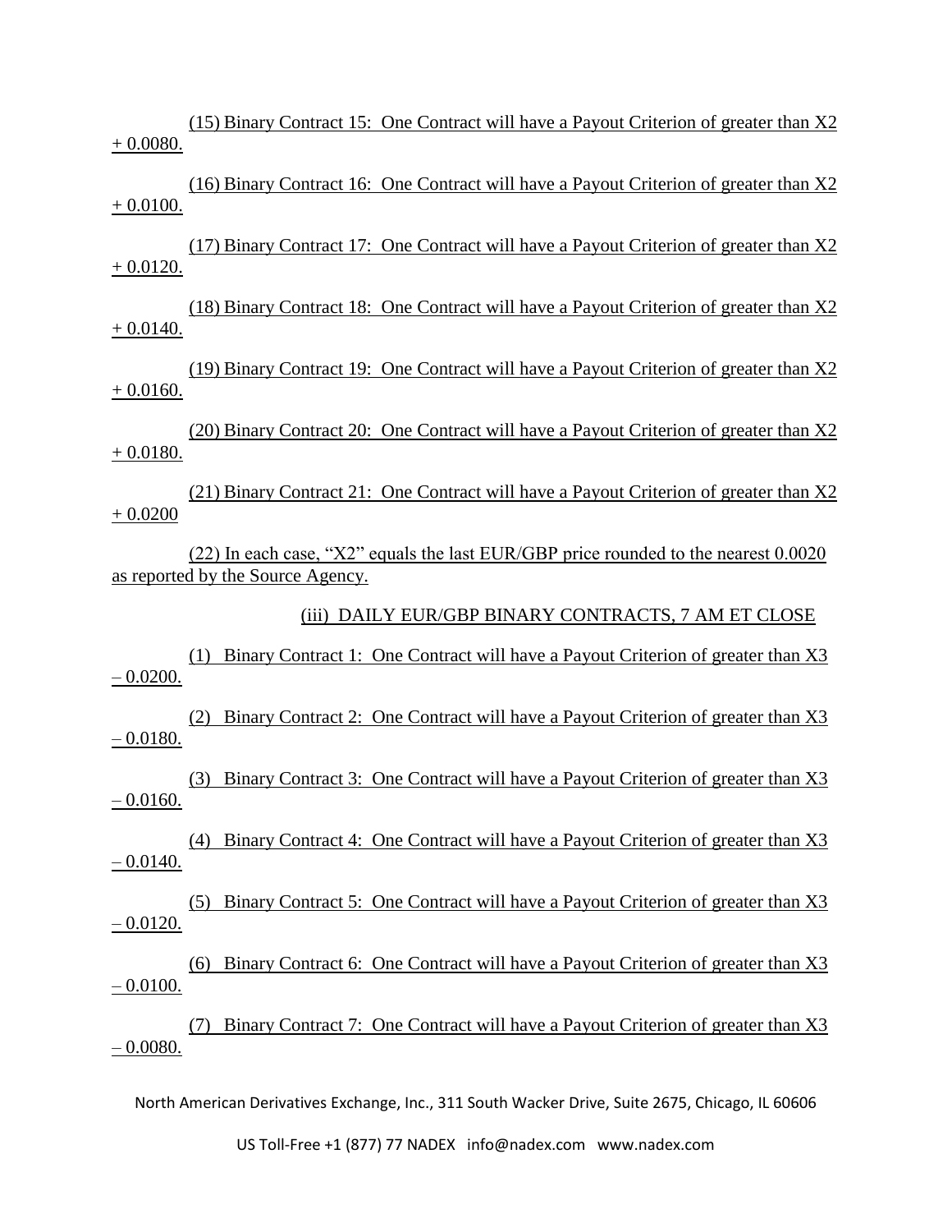(15) Binary Contract 15: One Contract will have a Payout Criterion of greater than X2 + 0.0080.

(16) Binary Contract 16: One Contract will have a Payout Criterion of greater than X2 + 0.0100.

(17) Binary Contract 17: One Contract will have a Payout Criterion of greater than X2 + 0.0120.

(18) Binary Contract 18: One Contract will have a Payout Criterion of greater than X2 + 0.0140.

(19) Binary Contract 19: One Contract will have a Payout Criterion of greater than X2 + 0.0160.

(20) Binary Contract 20: One Contract will have a Payout Criterion of greater than X2 + 0.0180.

(21) Binary Contract 21: One Contract will have a Payout Criterion of greater than X2 + 0.0200

(22) In each case, "X2" equals the last EUR/GBP price rounded to the nearest 0.0020 as reported by the Source Agency.

(iii) DAILY EUR/GBP BINARY CONTRACTS, 7 AM ET CLOSE

(1) Binary Contract 1: One Contract will have a Payout Criterion of greater than X3 – 0.0200.

(2) Binary Contract 2: One Contract will have a Payout Criterion of greater than X3 – 0.0180.

(3) Binary Contract 3: One Contract will have a Payout Criterion of greater than X3 – 0.0160.

(4) Binary Contract 4: One Contract will have a Payout Criterion of greater than X3 – 0.0140.

(5) Binary Contract 5: One Contract will have a Payout Criterion of greater than X3 – 0.0120.

(6) Binary Contract 6: One Contract will have a Payout Criterion of greater than X3 – 0.0100.

(7) Binary Contract 7: One Contract will have a Payout Criterion of greater than X3 – 0.0080.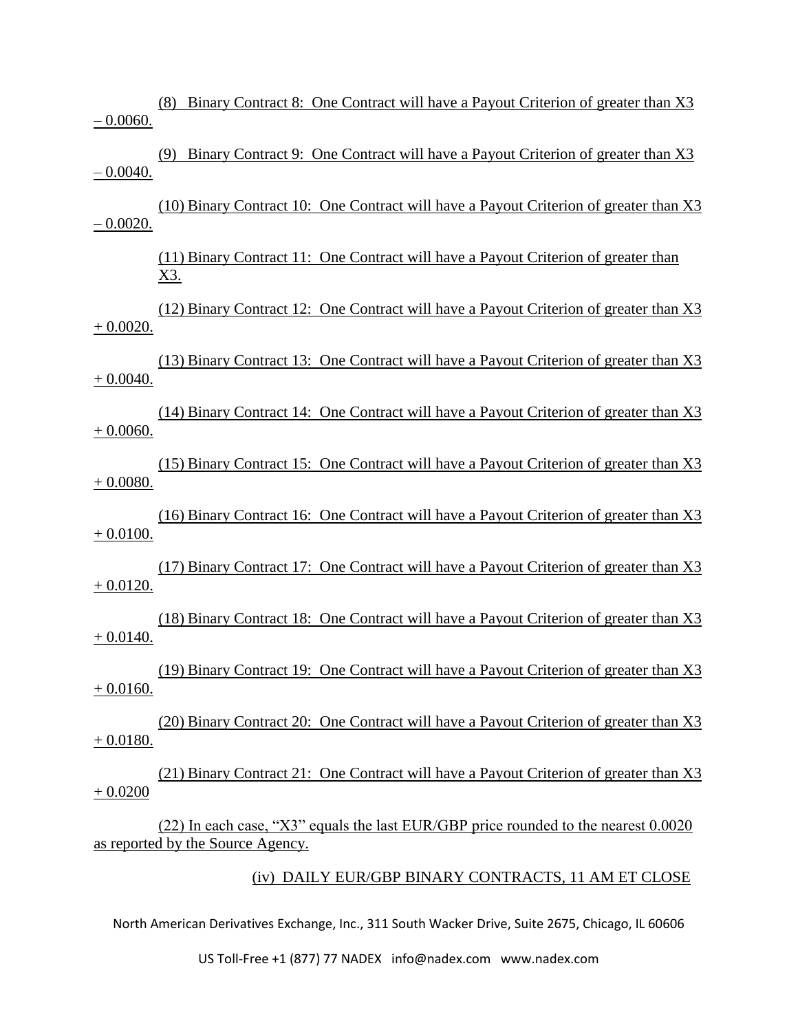(8) Binary Contract 8: One Contract will have a Payout Criterion of greater than X3 – 0.0060.

(9) Binary Contract 9: One Contract will have a Payout Criterion of greater than X3 – 0.0040.

(10) Binary Contract 10: One Contract will have a Payout Criterion of greater than X3 – 0.0020.

(11) Binary Contract 11: One Contract will have a Payout Criterion of greater than X3.

(12) Binary Contract 12: One Contract will have a Payout Criterion of greater than X3 + 0.0020.

(13) Binary Contract 13: One Contract will have a Payout Criterion of greater than X3 + 0.0040.

(14) Binary Contract 14: One Contract will have a Payout Criterion of greater than X3 + 0.0060.

(15) Binary Contract 15: One Contract will have a Payout Criterion of greater than X3 + 0.0080.

(16) Binary Contract 16: One Contract will have a Payout Criterion of greater than X3 + 0.0100.

(17) Binary Contract 17: One Contract will have a Payout Criterion of greater than X3 + 0.0120.

(18) Binary Contract 18: One Contract will have a Payout Criterion of greater than X3 + 0.0140.

(19) Binary Contract 19: One Contract will have a Payout Criterion of greater than X3 + 0.0160.

(20) Binary Contract 20: One Contract will have a Payout Criterion of greater than X3 + 0.0180.

(21) Binary Contract 21: One Contract will have a Payout Criterion of greater than X3 + 0.0200

(22) In each case, "X3" equals the last EUR/GBP price rounded to the nearest 0.0020 as reported by the Source Agency.

(iv) DAILY EUR/GBP BINARY CONTRACTS, 11 AM ET CLOSE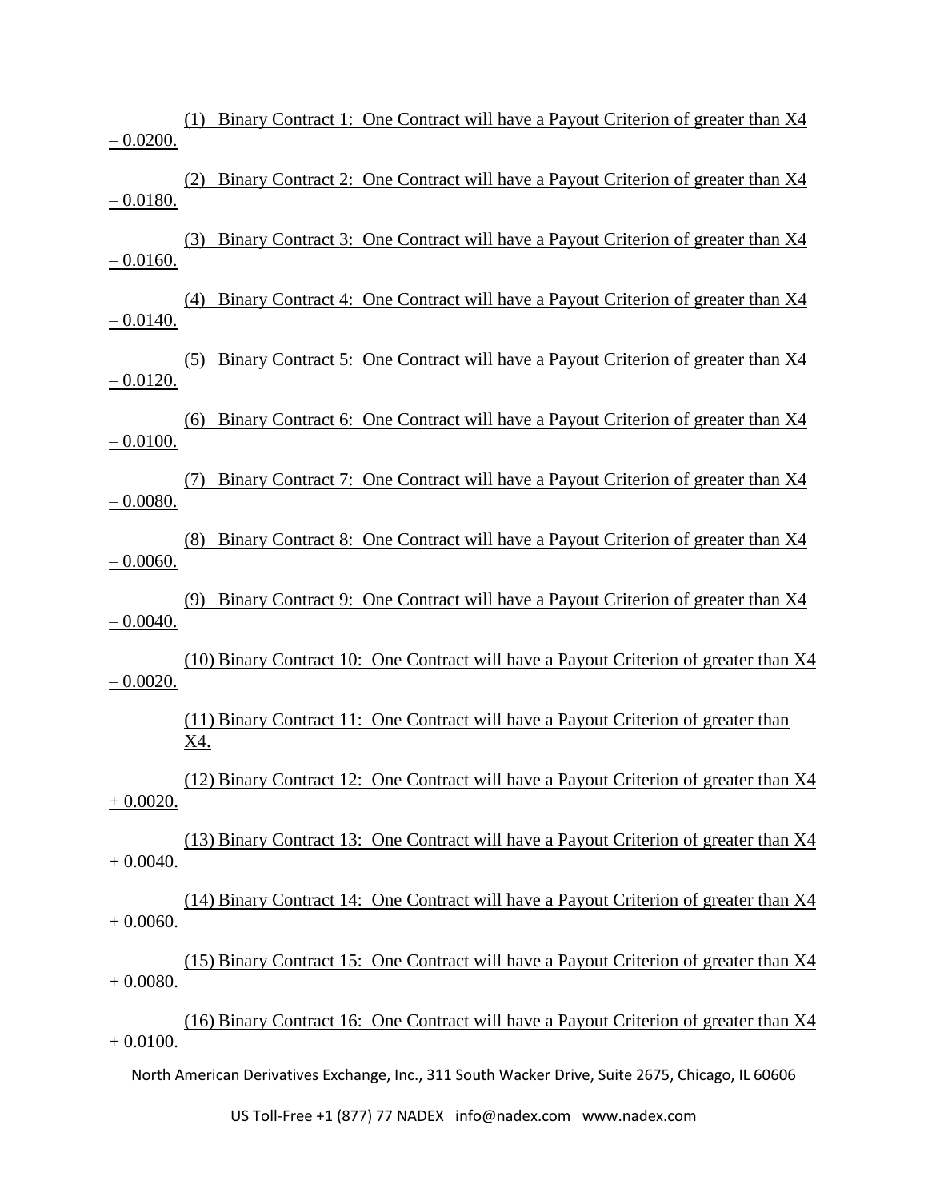(1) Binary Contract 1: One Contract will have a Payout Criterion of greater than X4 – 0.0200.

(2) Binary Contract 2: One Contract will have a Payout Criterion of greater than X4 – 0.0180.

(3) Binary Contract 3: One Contract will have a Payout Criterion of greater than X4 – 0.0160.

(4) Binary Contract 4: One Contract will have a Payout Criterion of greater than X4 – 0.0140.

(5) Binary Contract 5: One Contract will have a Payout Criterion of greater than X4 – 0.0120.

(6) Binary Contract 6: One Contract will have a Payout Criterion of greater than X4 – 0.0100.

(7) Binary Contract 7: One Contract will have a Payout Criterion of greater than X4 – 0.0080.

(8) Binary Contract 8: One Contract will have a Payout Criterion of greater than X4 – 0.0060.

(9) Binary Contract 9: One Contract will have a Payout Criterion of greater than X4 – 0.0040.

(10) Binary Contract 10: One Contract will have a Payout Criterion of greater than X4 – 0.0020.

(11) Binary Contract 11: One Contract will have a Payout Criterion of greater than X4.

(12) Binary Contract 12: One Contract will have a Payout Criterion of greater than X4 + 0.0020.

(13) Binary Contract 13: One Contract will have a Payout Criterion of greater than X4 + 0.0040.

(14) Binary Contract 14: One Contract will have a Payout Criterion of greater than X4 + 0.0060.

(15) Binary Contract 15: One Contract will have a Payout Criterion of greater than X4 + 0.0080.

(16) Binary Contract 16: One Contract will have a Payout Criterion of greater than X4 + 0.0100.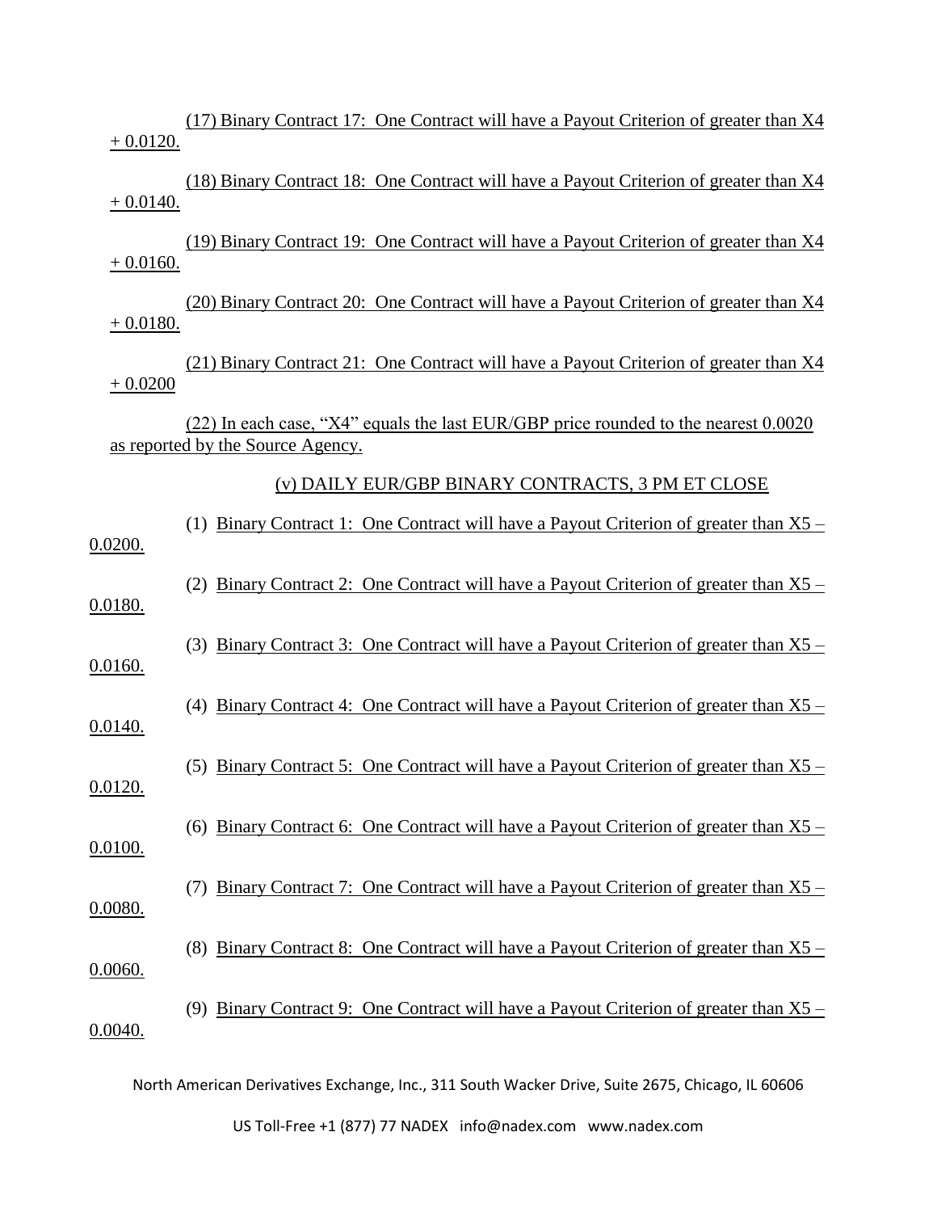(17) Binary Contract 17: One Contract will have a Payout Criterion of greater than X4 + 0.0120.

(18) Binary Contract 18: One Contract will have a Payout Criterion of greater than X4 + 0.0140.

(19) Binary Contract 19: One Contract will have a Payout Criterion of greater than X4 + 0.0160.

(20) Binary Contract 20: One Contract will have a Payout Criterion of greater than X4 + 0.0180.

(21) Binary Contract 21: One Contract will have a Payout Criterion of greater than X4 + 0.0200

(22) In each case, "X4" equals the last EUR/GBP price rounded to the nearest 0.0020 as reported by the Source Agency.

(v) DAILY EUR/GBP BINARY CONTRACTS, 3 PM ET CLOSE

(1) Binary Contract 1: One Contract will have a Payout Criterion of greater than X5 – 0.0200.

(2) Binary Contract 2: One Contract will have a Payout Criterion of greater than X5 – 0.0180.

(3) Binary Contract 3: One Contract will have a Payout Criterion of greater than X5 – 0.0160.

(4) Binary Contract 4: One Contract will have a Payout Criterion of greater than X5 – 0.0140.

(5) Binary Contract 5: One Contract will have a Payout Criterion of greater than X5 – 0.0120.

(6) Binary Contract 6: One Contract will have a Payout Criterion of greater than X5 – 0.0100.

(7) Binary Contract 7: One Contract will have a Payout Criterion of greater than X5 – 0.0080.

(8) Binary Contract 8: One Contract will have a Payout Criterion of greater than X5 – 0.0060.

(9) Binary Contract 9: One Contract will have a Payout Criterion of greater than X5 – 0.0040.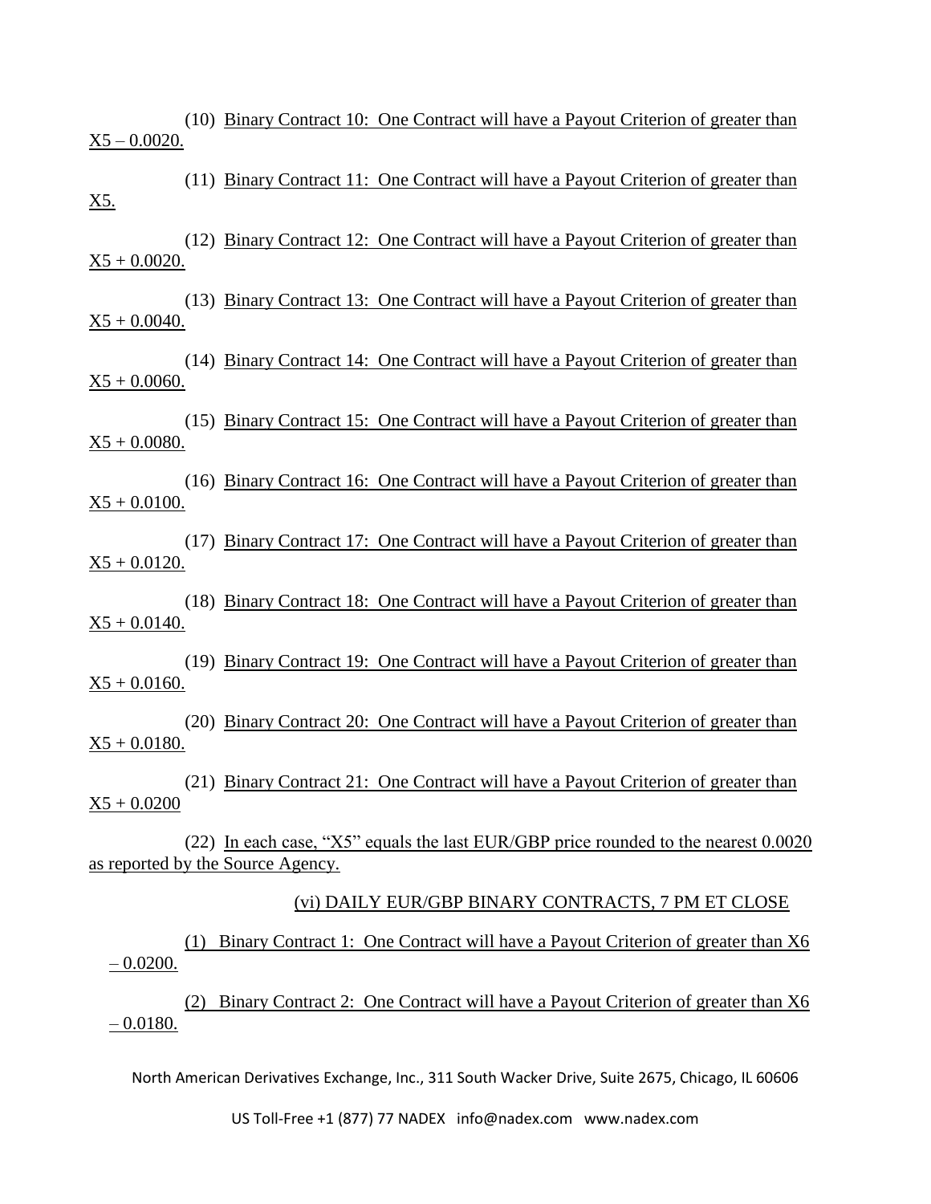(10) Binary Contract 10: One Contract will have a Payout Criterion of greater than X5 – 0.0020.

(11) Binary Contract 11: One Contract will have a Payout Criterion of greater than X5.

(12) Binary Contract 12: One Contract will have a Payout Criterion of greater than X5 + 0.0020.

(13) Binary Contract 13: One Contract will have a Payout Criterion of greater than X5 + 0.0040.

(14) Binary Contract 14: One Contract will have a Payout Criterion of greater than X5 + 0.0060.

(15) Binary Contract 15: One Contract will have a Payout Criterion of greater than X5 + 0.0080.

(16) Binary Contract 16: One Contract will have a Payout Criterion of greater than X5 + 0.0100.

(17) Binary Contract 17: One Contract will have a Payout Criterion of greater than X5 + 0.0120.

(18) Binary Contract 18: One Contract will have a Payout Criterion of greater than X5 + 0.0140.

(19) Binary Contract 19: One Contract will have a Payout Criterion of greater than X5 + 0.0160.

(20) Binary Contract 20: One Contract will have a Payout Criterion of greater than X5 + 0.0180.

(21) Binary Contract 21: One Contract will have a Payout Criterion of greater than X5 + 0.0200

(22) In each case, "X5" equals the last EUR/GBP price rounded to the nearest 0.0020 as reported by the Source Agency.

(vi) DAILY EUR/GBP BINARY CONTRACTS, 7 PM ET CLOSE

(1) Binary Contract 1: One Contract will have a Payout Criterion of greater than X6 – 0.0200.

(2) Binary Contract 2: One Contract will have a Payout Criterion of greater than X6 – 0.0180.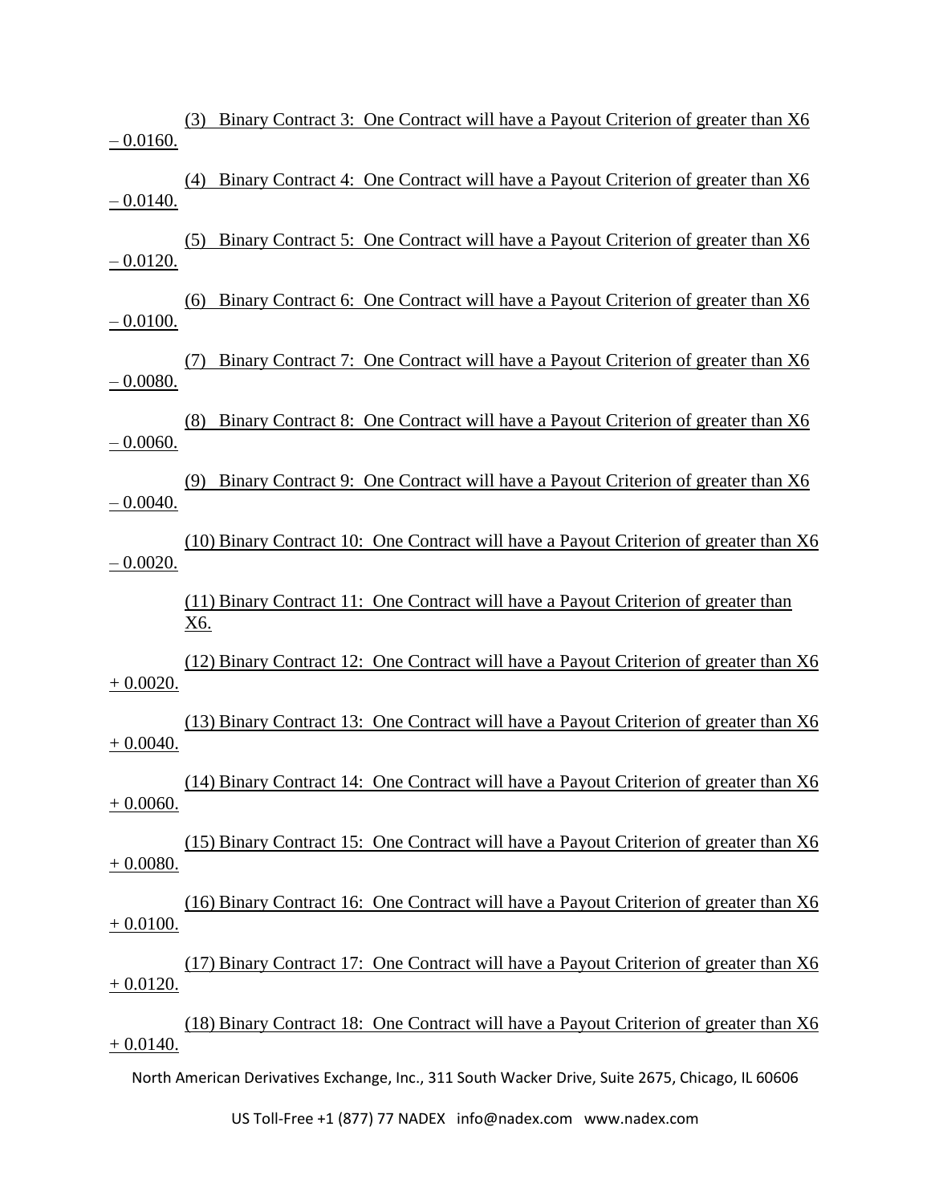(3) Binary Contract 3: One Contract will have a Payout Criterion of greater than X6 – 0.0160.

(4) Binary Contract 4: One Contract will have a Payout Criterion of greater than X6 – 0.0140.

(5) Binary Contract 5: One Contract will have a Payout Criterion of greater than X6 – 0.0120.

(6) Binary Contract 6: One Contract will have a Payout Criterion of greater than X6 – 0.0100.

(7) Binary Contract 7: One Contract will have a Payout Criterion of greater than X6 – 0.0080.

(8) Binary Contract 8: One Contract will have a Payout Criterion of greater than X6 – 0.0060.

(9) Binary Contract 9: One Contract will have a Payout Criterion of greater than X6 – 0.0040.

(10) Binary Contract 10: One Contract will have a Payout Criterion of greater than X6 – 0.0020.

(11) Binary Contract 11: One Contract will have a Payout Criterion of greater than X6.

(12) Binary Contract 12: One Contract will have a Payout Criterion of greater than X6 + 0.0020.

(13) Binary Contract 13: One Contract will have a Payout Criterion of greater than X6 + 0.0040.

(14) Binary Contract 14: One Contract will have a Payout Criterion of greater than X6 + 0.0060.

(15) Binary Contract 15: One Contract will have a Payout Criterion of greater than X6 + 0.0080.

(16) Binary Contract 16: One Contract will have a Payout Criterion of greater than X6 + 0.0100.

(17) Binary Contract 17: One Contract will have a Payout Criterion of greater than X6 + 0.0120.

(18) Binary Contract 18: One Contract will have a Payout Criterion of greater than X6 + 0.0140.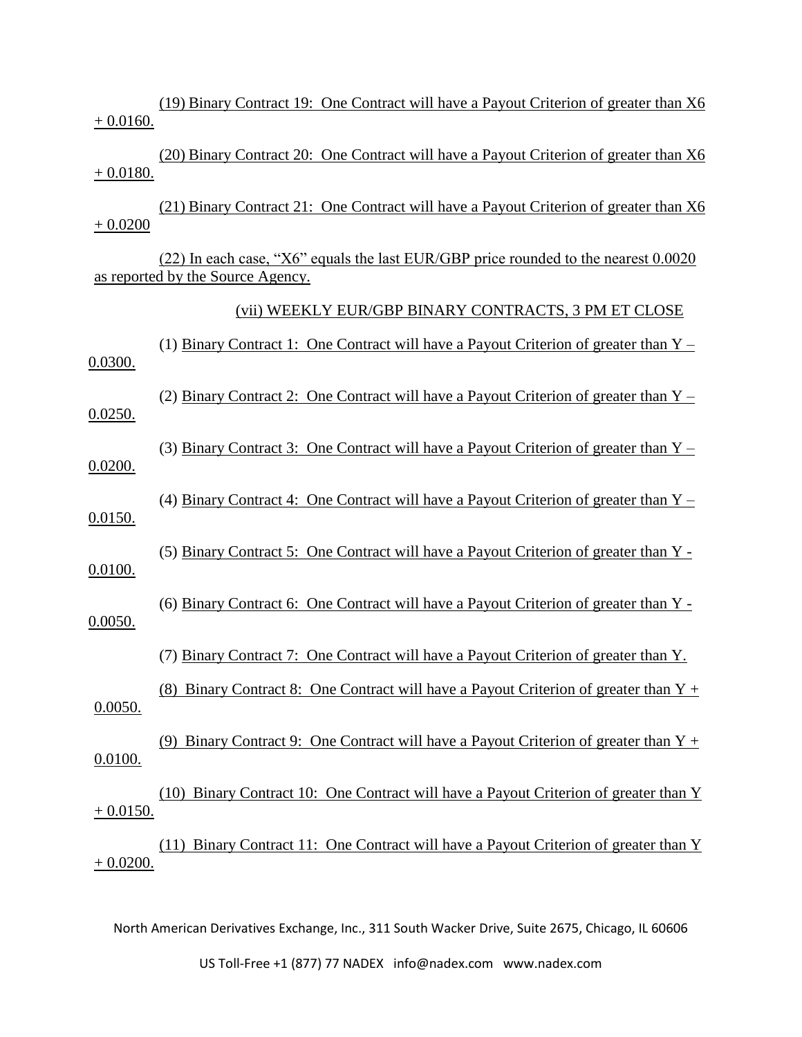(19) Binary Contract 19: One Contract will have a Payout Criterion of greater than X6 + 0.0160.

(20) Binary Contract 20: One Contract will have a Payout Criterion of greater than X6 + 0.0180.

(21) Binary Contract 21: One Contract will have a Payout Criterion of greater than X6 + 0.0200

(22) In each case, "X6" equals the last EUR/GBP price rounded to the nearest 0.0020 as reported by the Source Agency.

(vii) WEEKLY EUR/GBP BINARY CONTRACTS, 3 PM ET CLOSE

(1) Binary Contract 1: One Contract will have a Payout Criterion of greater than Y – 0.0300.

(2) Binary Contract 2: One Contract will have a Payout Criterion of greater than Y – 0.0250.

(3) Binary Contract 3: One Contract will have a Payout Criterion of greater than Y – 0.0200.

(4) Binary Contract 4: One Contract will have a Payout Criterion of greater than Y – 0.0150.

(5) Binary Contract 5: One Contract will have a Payout Criterion of greater than Y - 0.0100.

(6) Binary Contract 6: One Contract will have a Payout Criterion of greater than Y - 0.0050.

(7) Binary Contract 7: One Contract will have a Payout Criterion of greater than Y.

(8) Binary Contract 8: One Contract will have a Payout Criterion of greater than Y + 0.0050.

(9) Binary Contract 9: One Contract will have a Payout Criterion of greater than Y + 0.0100.

(10) Binary Contract 10: One Contract will have a Payout Criterion of greater than Y + 0.0150.

(11) Binary Contract 11: One Contract will have a Payout Criterion of greater than Y + 0.0200.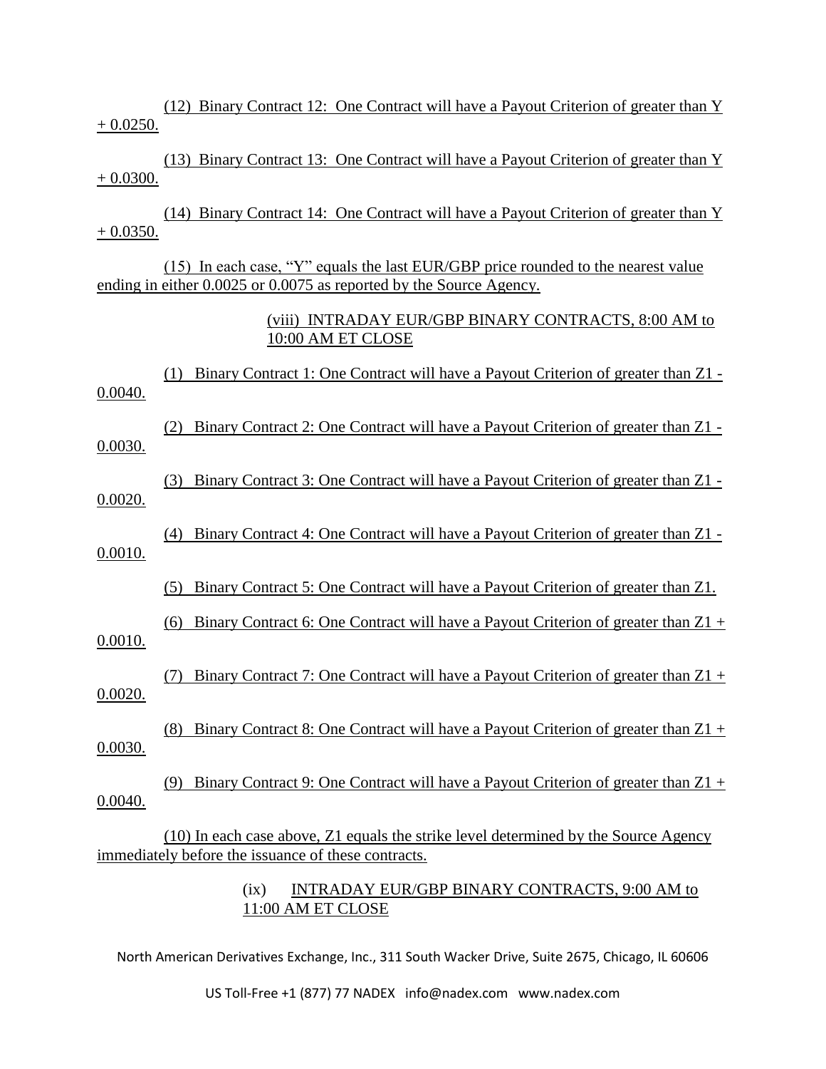(12) Binary Contract 12: One Contract will have a Payout Criterion of greater than Y + 0.0250.

(13) Binary Contract 13: One Contract will have a Payout Criterion of greater than Y + 0.0300.

(14) Binary Contract 14: One Contract will have a Payout Criterion of greater than Y + 0.0350.

(15) In each case, "Y" equals the last EUR/GBP price rounded to the nearest value ending in either 0.0025 or 0.0075 as reported by the Source Agency.

(viii) INTRADAY EUR/GBP BINARY CONTRACTS, 8:00 AM to 10:00 AM ET CLOSE

(1) Binary Contract 1: One Contract will have a Payout Criterion of greater than Z1 - 0.0040.

(2) Binary Contract 2: One Contract will have a Payout Criterion of greater than Z1 - 0.0030.

(3) Binary Contract 3: One Contract will have a Payout Criterion of greater than Z1 - 0.0020.

(4) Binary Contract 4: One Contract will have a Payout Criterion of greater than Z1 - 0.0010.

(5) Binary Contract 5: One Contract will have a Payout Criterion of greater than Z1.

(6) Binary Contract 6: One Contract will have a Payout Criterion of greater than Z1 + 0.0010.

(7) Binary Contract 7: One Contract will have a Payout Criterion of greater than Z1 + 0.0020.

(8) Binary Contract 8: One Contract will have a Payout Criterion of greater than Z1 + 0.0030.

(9) Binary Contract 9: One Contract will have a Payout Criterion of greater than Z1 + 0.0040.

(10) In each case above, Z1 equals the strike level determined by the Source Agency immediately before the issuance of these contracts.

(ix) INTRADAY EUR/GBP BINARY CONTRACTS, 9:00 AM to 11:00 AM ET CLOSE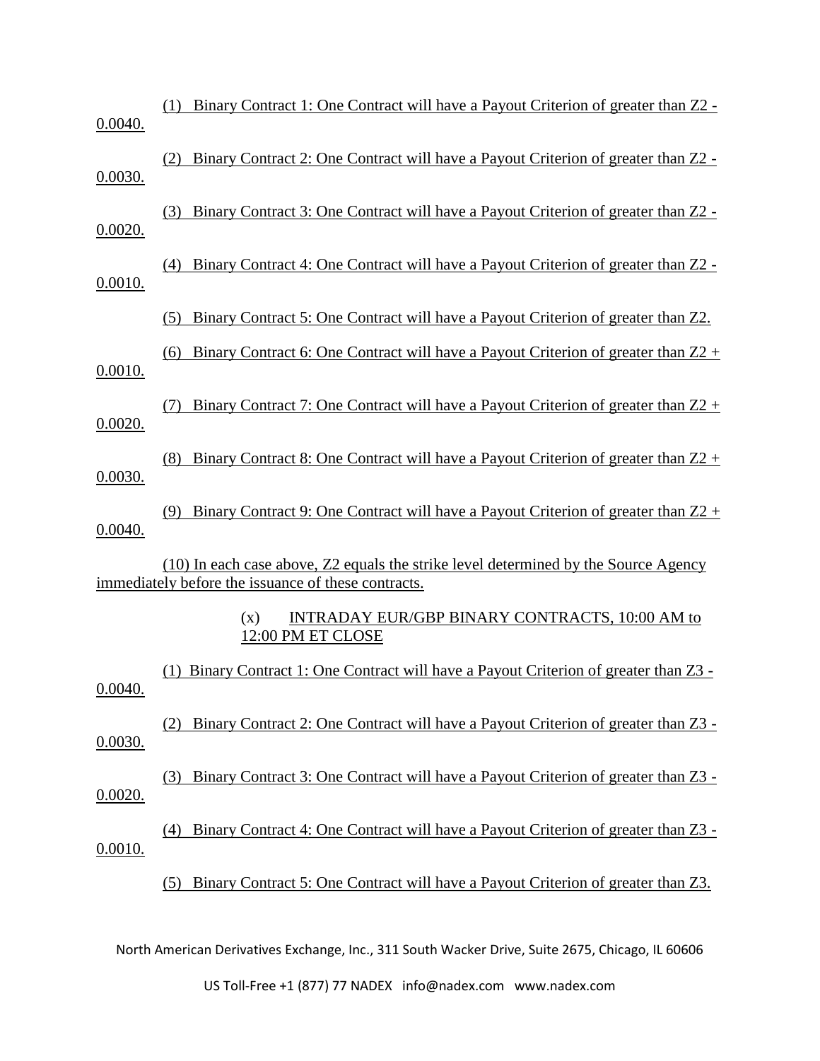(1) Binary Contract 1: One Contract will have a Payout Criterion of greater than Z2 - 0.0040.

(2) Binary Contract 2: One Contract will have a Payout Criterion of greater than Z2 - 0.0030.

(3) Binary Contract 3: One Contract will have a Payout Criterion of greater than Z2 - 0.0020.

(4) Binary Contract 4: One Contract will have a Payout Criterion of greater than Z2 - 0.0010.

(5) Binary Contract 5: One Contract will have a Payout Criterion of greater than Z2.

(6) Binary Contract 6: One Contract will have a Payout Criterion of greater than Z2 + 0.0010.

(7) Binary Contract 7: One Contract will have a Payout Criterion of greater than Z2 + 0.0020.

(8) Binary Contract 8: One Contract will have a Payout Criterion of greater than Z2 + 0.0030.

(9) Binary Contract 9: One Contract will have a Payout Criterion of greater than Z2 + 0.0040.

(10) In each case above, Z2 equals the strike level determined by the Source Agency immediately before the issuance of these contracts.

(x) INTRADAY EUR/GBP BINARY CONTRACTS, 10:00 AM to 12:00 PM ET CLOSE

(1) Binary Contract 1: One Contract will have a Payout Criterion of greater than Z3 - 0.0040.

(2) Binary Contract 2: One Contract will have a Payout Criterion of greater than Z3 - 0.0030.

(3) Binary Contract 3: One Contract will have a Payout Criterion of greater than Z3 - 0.0020.

(4) Binary Contract 4: One Contract will have a Payout Criterion of greater than Z3 - 0.0010.

(5) Binary Contract 5: One Contract will have a Payout Criterion of greater than Z3.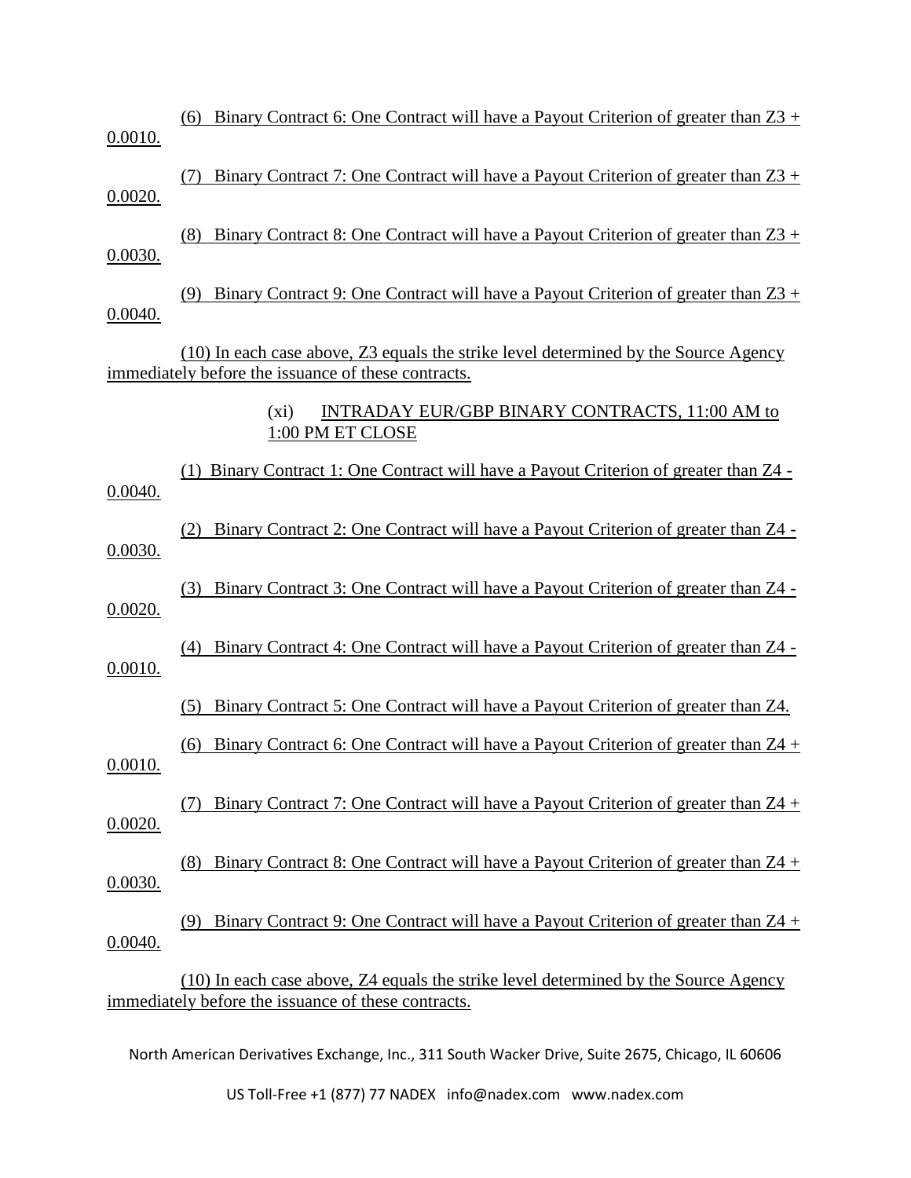(6) Binary Contract 6: One Contract will have a Payout Criterion of greater than Z3 + 0.0010.

(7) Binary Contract 7: One Contract will have a Payout Criterion of greater than Z3 + 0.0020.

(8) Binary Contract 8: One Contract will have a Payout Criterion of greater than Z3 + 0.0030.

(9) Binary Contract 9: One Contract will have a Payout Criterion of greater than Z3 + 0.0040.

(10) In each case above, Z3 equals the strike level determined by the Source Agency immediately before the issuance of these contracts.

(xi) INTRADAY EUR/GBP BINARY CONTRACTS, 11:00 AM to 1:00 PM ET CLOSE

(1) Binary Contract 1: One Contract will have a Payout Criterion of greater than Z4 - 0.0040.

(2) Binary Contract 2: One Contract will have a Payout Criterion of greater than Z4 - 0.0030.

(3) Binary Contract 3: One Contract will have a Payout Criterion of greater than Z4 - 0.0020.

(4) Binary Contract 4: One Contract will have a Payout Criterion of greater than Z4 - 0.0010.

(5) Binary Contract 5: One Contract will have a Payout Criterion of greater than Z4.

(6) Binary Contract 6: One Contract will have a Payout Criterion of greater than Z4 + 0.0010.

(7) Binary Contract 7: One Contract will have a Payout Criterion of greater than Z4 + 0.0020.

(8) Binary Contract 8: One Contract will have a Payout Criterion of greater than Z4 + 0.0030.

(9) Binary Contract 9: One Contract will have a Payout Criterion of greater than Z4 + 0.0040.

(10) In each case above, Z4 equals the strike level determined by the Source Agency immediately before the issuance of these contracts.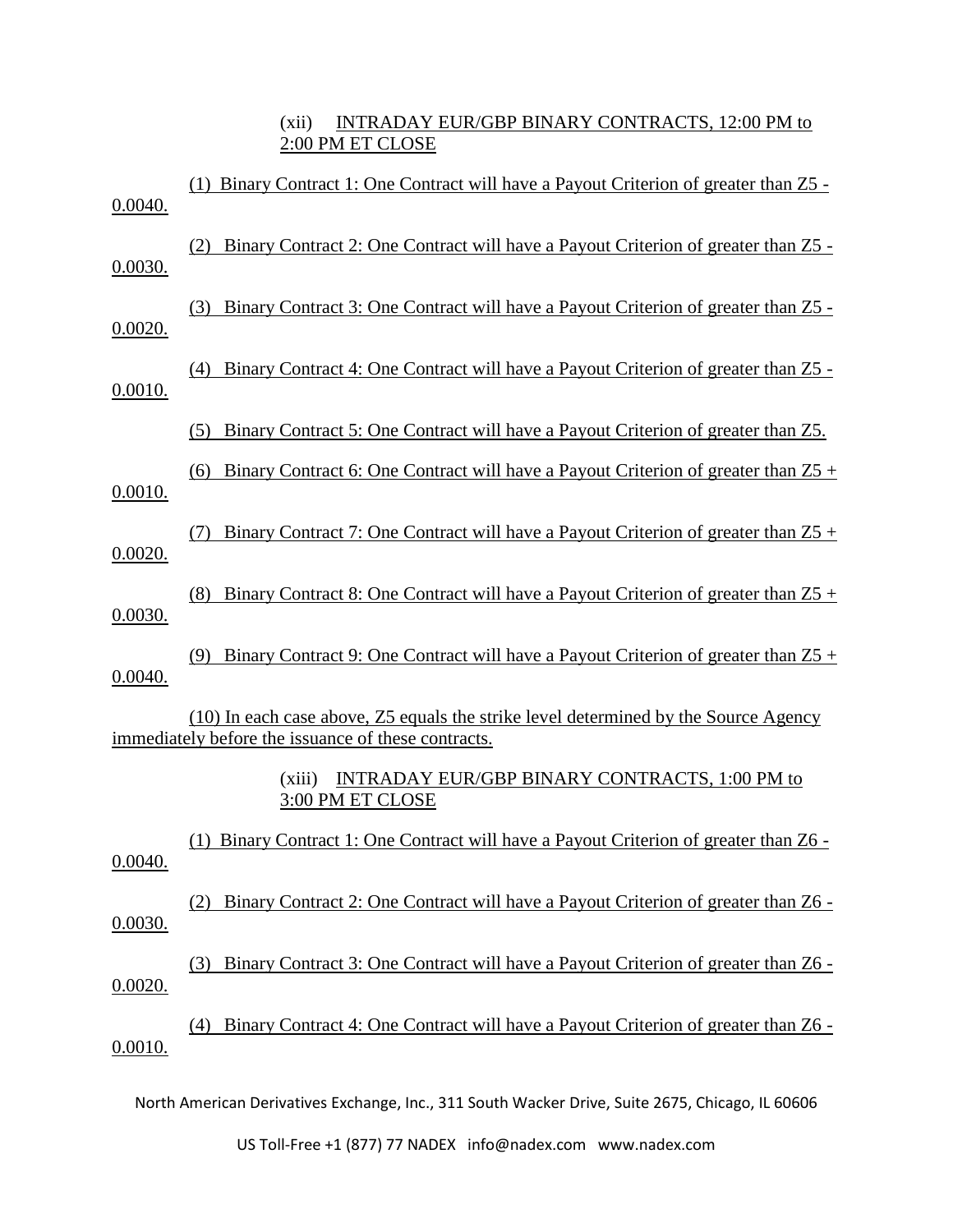(xii) INTRADAY EUR/GBP BINARY CONTRACTS, 12:00 PM to 2:00 PM ET CLOSE

(1) Binary Contract 1: One Contract will have a Payout Criterion of greater than Z5 - 0.0040.

(2) Binary Contract 2: One Contract will have a Payout Criterion of greater than Z5 - 0.0030.

(3) Binary Contract 3: One Contract will have a Payout Criterion of greater than Z5 - 0.0020.

(4) Binary Contract 4: One Contract will have a Payout Criterion of greater than Z5 - 0.0010.

(5) Binary Contract 5: One Contract will have a Payout Criterion of greater than Z5.

(6) Binary Contract 6: One Contract will have a Payout Criterion of greater than Z5 + 0.0010.

(7) Binary Contract 7: One Contract will have a Payout Criterion of greater than Z5 + 0.0020.

(8) Binary Contract 8: One Contract will have a Payout Criterion of greater than Z5 + 0.0030.

(9) Binary Contract 9: One Contract will have a Payout Criterion of greater than Z5 + 0.0040.

(10) In each case above, Z5 equals the strike level determined by the Source Agency immediately before the issuance of these contracts.

(xiii) INTRADAY EUR/GBP BINARY CONTRACTS, 1:00 PM to 3:00 PM ET CLOSE

(1) Binary Contract 1: One Contract will have a Payout Criterion of greater than Z6 - 0.0040.

(2) Binary Contract 2: One Contract will have a Payout Criterion of greater than Z6 - 0.0030.

(3) Binary Contract 3: One Contract will have a Payout Criterion of greater than Z6 - 0.0020.

(4) Binary Contract 4: One Contract will have a Payout Criterion of greater than Z6 - 0.0010.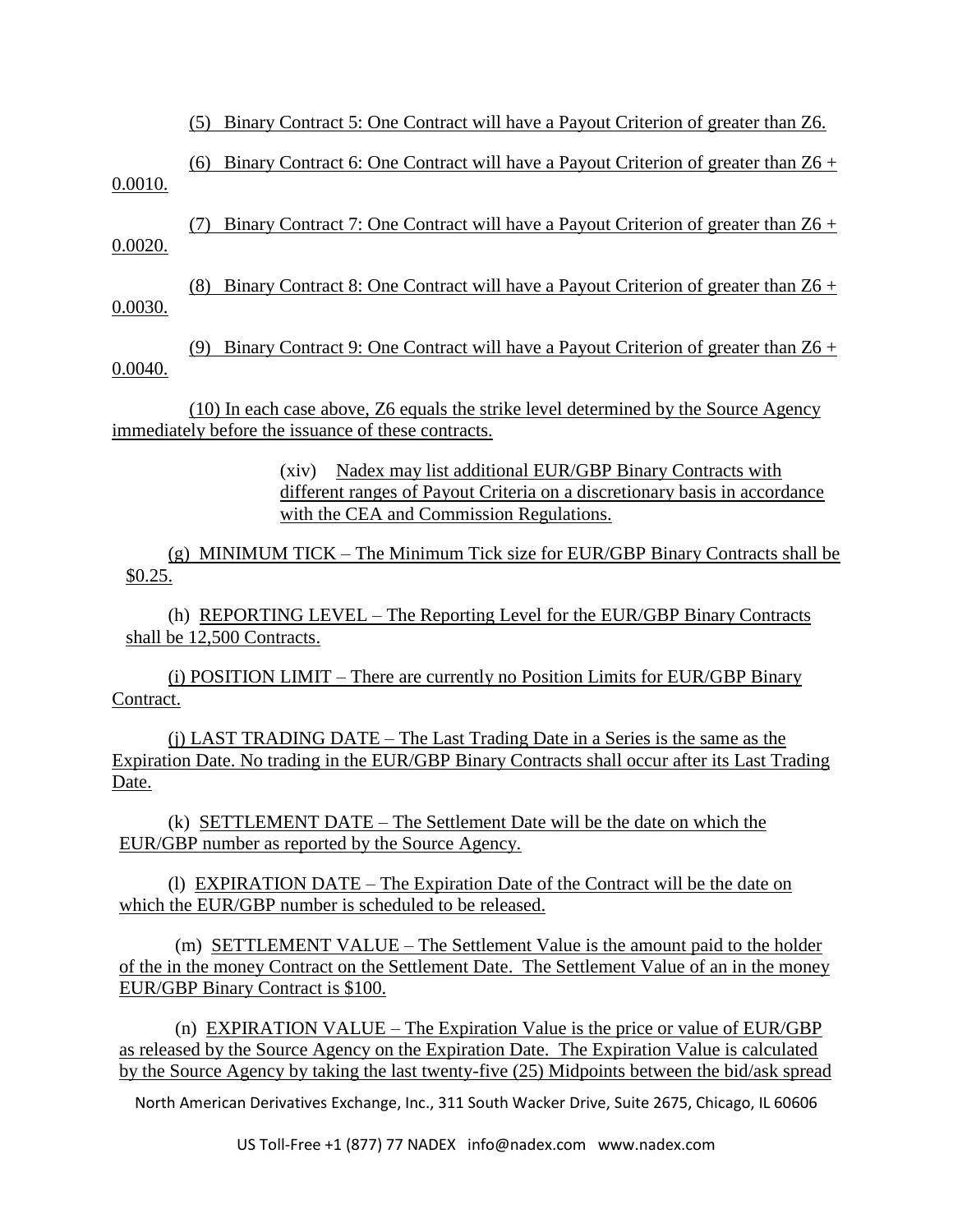(5) Binary Contract 5: One Contract will have a Payout Criterion of greater than Z6.

(6) Binary Contract 6: One Contract will have a Payout Criterion of greater than Z6 + 0.0010.

(7) Binary Contract 7: One Contract will have a Payout Criterion of greater than Z6 + 0.0020.

(8) Binary Contract 8: One Contract will have a Payout Criterion of greater than Z6 + 0.0030.

(9) Binary Contract 9: One Contract will have a Payout Criterion of greater than Z6 + 0.0040.

(10) In each case above, Z6 equals the strike level determined by the Source Agency immediately before the issuance of these contracts.

(xiv) Nadex may list additional EUR/GBP Binary Contracts with different ranges of Payout Criteria on a discretionary basis in accordance with the CEA and Commission Regulations.

(g) MINIMUM TICK – The Minimum Tick size for EUR/GBP Binary Contracts shall be $0.25.

(h) REPORTING LEVEL – The Reporting Level for the EUR/GBP Binary Contracts shall be 12,500 Contracts.

(i) POSITION LIMIT – There are currently no Position Limits for EUR/GBP Binary Contract.

(j) LAST TRADING DATE – The Last Trading Date in a Series is the same as the Expiration Date. No trading in the EUR/GBP Binary Contracts shall occur after its Last Trading Date.

(k) SETTLEMENT DATE – The Settlement Date will be the date on which the EUR/GBP number as reported by the Source Agency.

(l) EXPIRATION DATE – The Expiration Date of the Contract will be the date on which the EUR/GBP number is scheduled to be released.

(m) SETTLEMENT VALUE – The Settlement Value is the amount paid to the holder of the in the money Contract on the Settlement Date. The Settlement Value of an in the money EUR/GBP Binary Contract is $100.

(n) EXPIRATION VALUE – The Expiration Value is the price or value of EUR/GBP as released by the Source Agency on the Expiration Date. The Expiration Value is calculated by the Source Agency by taking the last twenty-five (25) Midpoints between the bid/ask spread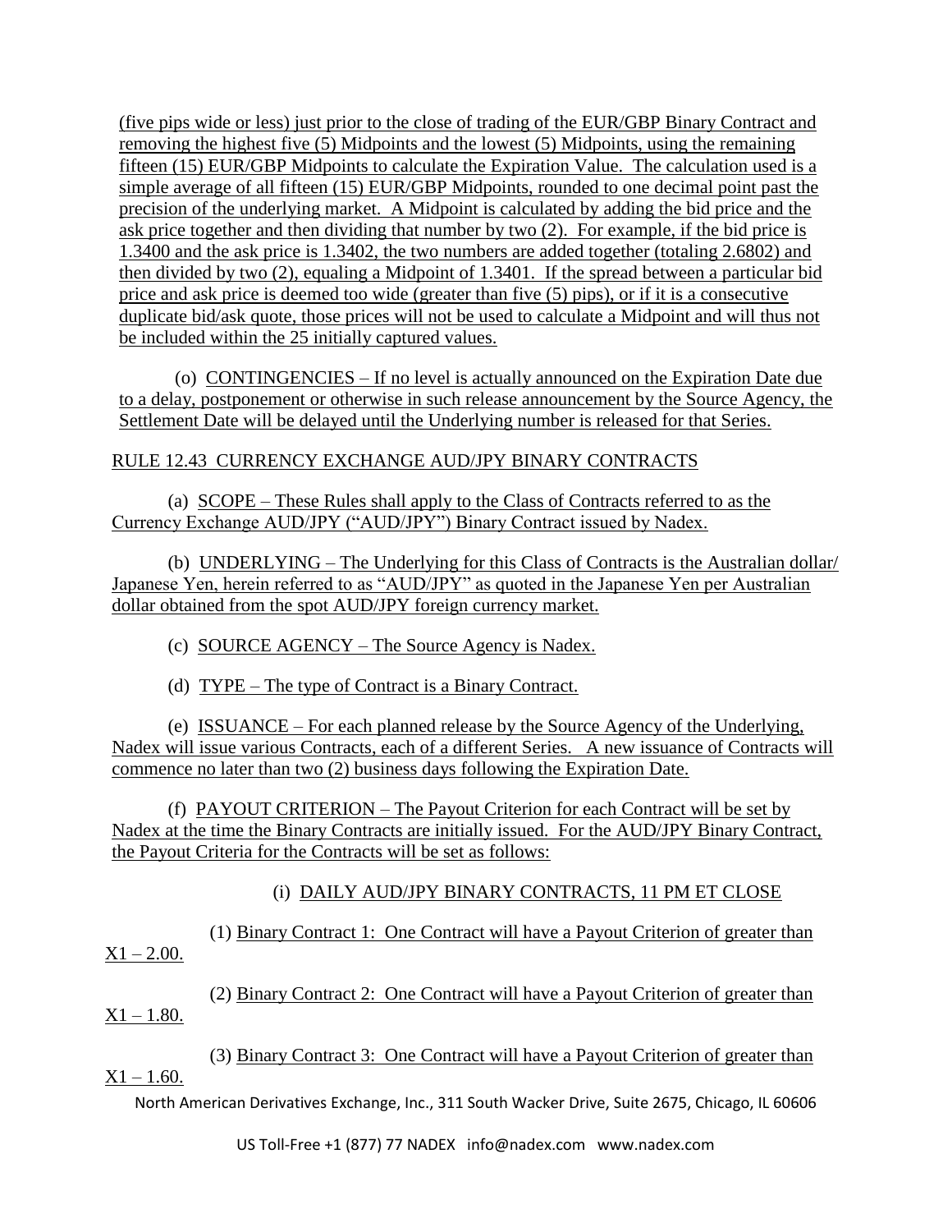(five pips wide or less) just prior to the close of trading of the EUR/GBP Binary Contract and removing the highest five (5) Midpoints and the lowest (5) Midpoints, using the remaining fifteen (15) EUR/GBP Midpoints to calculate the Expiration Value. The calculation used is a simple average of all fifteen (15) EUR/GBP Midpoints, rounded to one decimal point past the precision of the underlying market. A Midpoint is calculated by adding the bid price and the ask price together and then dividing that number by two (2). For example, if the bid price is 1.3400 and the ask price is 1.3402, the two numbers are added together (totaling 2.6802) and then divided by two (2), equaling a Midpoint of 1.3401. If the spread between a particular bid price and ask price is deemed too wide (greater than five (5) pips), or if it is a consecutive duplicate bid/ask quote, those prices will not be used to calculate a Midpoint and will thus not be included within the 25 initially captured values.

(o) CONTINGENCIES – If no level is actually announced on the Expiration Date due to a delay, postponement or otherwise in such release announcement by the Source Agency, the Settlement Date will be delayed until the Underlying number is released for that Series.

RULE 12.43 CURRENCY EXCHANGE AUD/JPY BINARY CONTRACTS

(a) SCOPE – These Rules shall apply to the Class of Contracts referred to as the Currency Exchange AUD/JPY ("AUD/JPY") Binary Contract issued by Nadex.

(b) UNDERLYING – The Underlying for this Class of Contracts is the Australian dollar/ Japanese Yen, herein referred to as "AUD/JPY" as quoted in the Japanese Yen per Australian dollar obtained from the spot AUD/JPY foreign currency market.

(c) SOURCE AGENCY – The Source Agency is Nadex.

(d) TYPE – The type of Contract is a Binary Contract.

(e) ISSUANCE – For each planned release by the Source Agency of the Underlying, Nadex will issue various Contracts, each of a different Series. A new issuance of Contracts will commence no later than two (2) business days following the Expiration Date.

(f) PAYOUT CRITERION – The Payout Criterion for each Contract will be set by Nadex at the time the Binary Contracts are initially issued. For the AUD/JPY Binary Contract, the Payout Criteria for the Contracts will be set as follows:

(i) DAILY AUD/JPY BINARY CONTRACTS, 11 PM ET CLOSE

(1) Binary Contract 1: One Contract will have a Payout Criterion of greater than X1 – 2.00.

(2) Binary Contract 2: One Contract will have a Payout Criterion of greater than X1 – 1.80.

(3) Binary Contract 3: One Contract will have a Payout Criterion of greater than X1 – 1.60.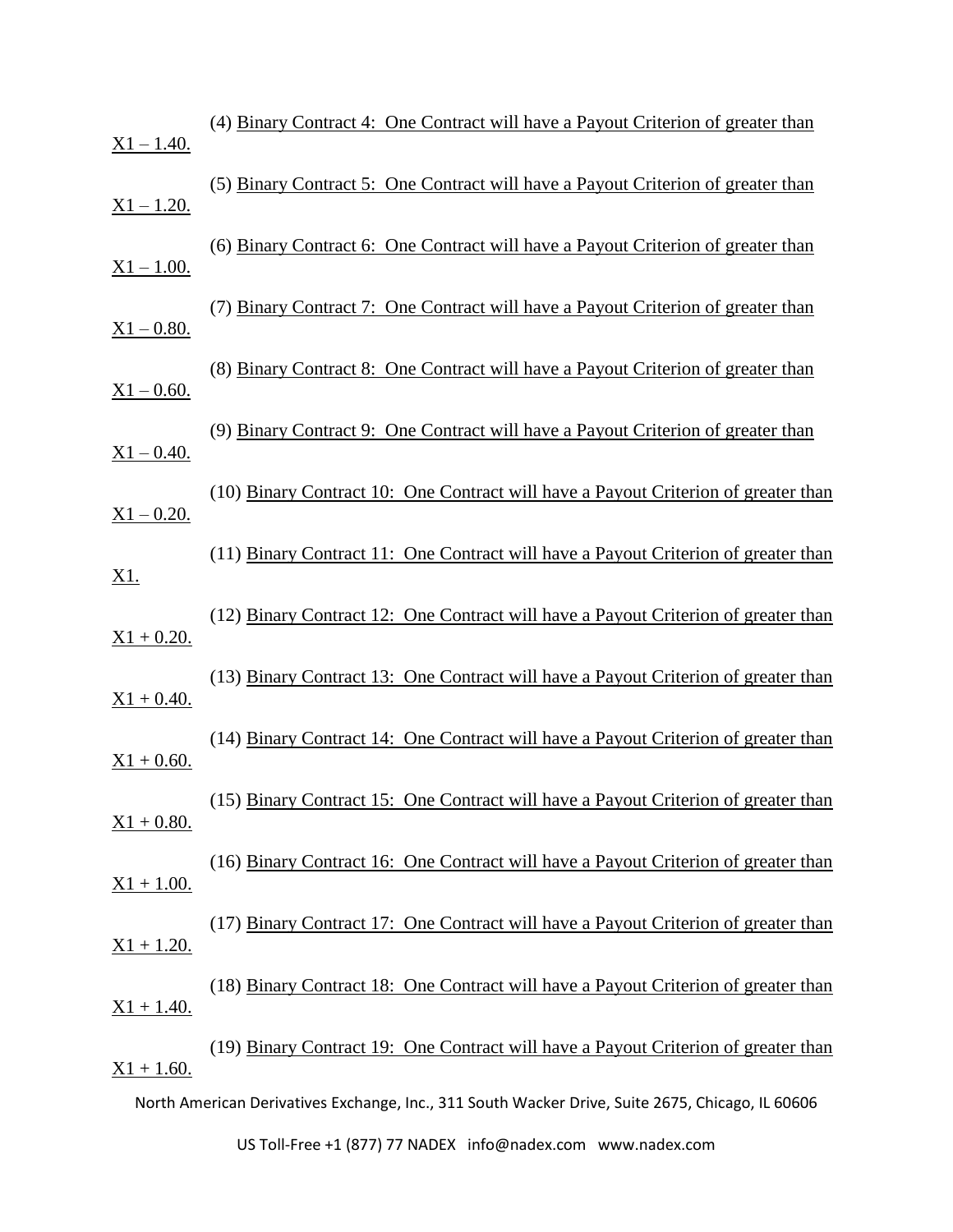(4) <u>Binary Contract 4: One Contract will have a Payout Criterion of greater than X1 – 1.40.</u>

(5) <u>Binary Contract 5: One Contract will have a Payout Criterion of greater than X1 – 1.20.</u>

(6) <u>Binary Contract 6: One Contract will have a Payout Criterion of greater than X1 – 1.00.</u>

(7) <u>Binary Contract 7: One Contract will have a Payout Criterion of greater than X1 – 0.80.</u>

(8) <u>Binary Contract 8: One Contract will have a Payout Criterion of greater than X1 – 0.60.</u>

(9) <u>Binary Contract 9: One Contract will have a Payout Criterion of greater than X1 – 0.40.</u>

(10) <u>Binary Contract 10: One Contract will have a Payout Criterion of greater than X1 – 0.20.</u>

(11) <u>Binary Contract 11: One Contract will have a Payout Criterion of greater than X1.</u>

(12) <u>Binary Contract 12: One Contract will have a Payout Criterion of greater than X1 + 0.20.</u>

(13) <u>Binary Contract 13: One Contract will have a Payout Criterion of greater than X1 + 0.40.</u>

(14) <u>Binary Contract 14: One Contract will have a Payout Criterion of greater than X1 + 0.60.</u>

(15) <u>Binary Contract 15: One Contract will have a Payout Criterion of greater than X1 + 0.80.</u>

(16) <u>Binary Contract 16: One Contract will have a Payout Criterion of greater than X1 + 1.00.</u>

(17) <u>Binary Contract 17: One Contract will have a Payout Criterion of greater than X1 + 1.20.</u>

(18) <u>Binary Contract 18: One Contract will have a Payout Criterion of greater than X1 + 1.40.</u>

(19) <u>Binary Contract 19: One Contract will have a Payout Criterion of greater than X1 + 1.60.</u>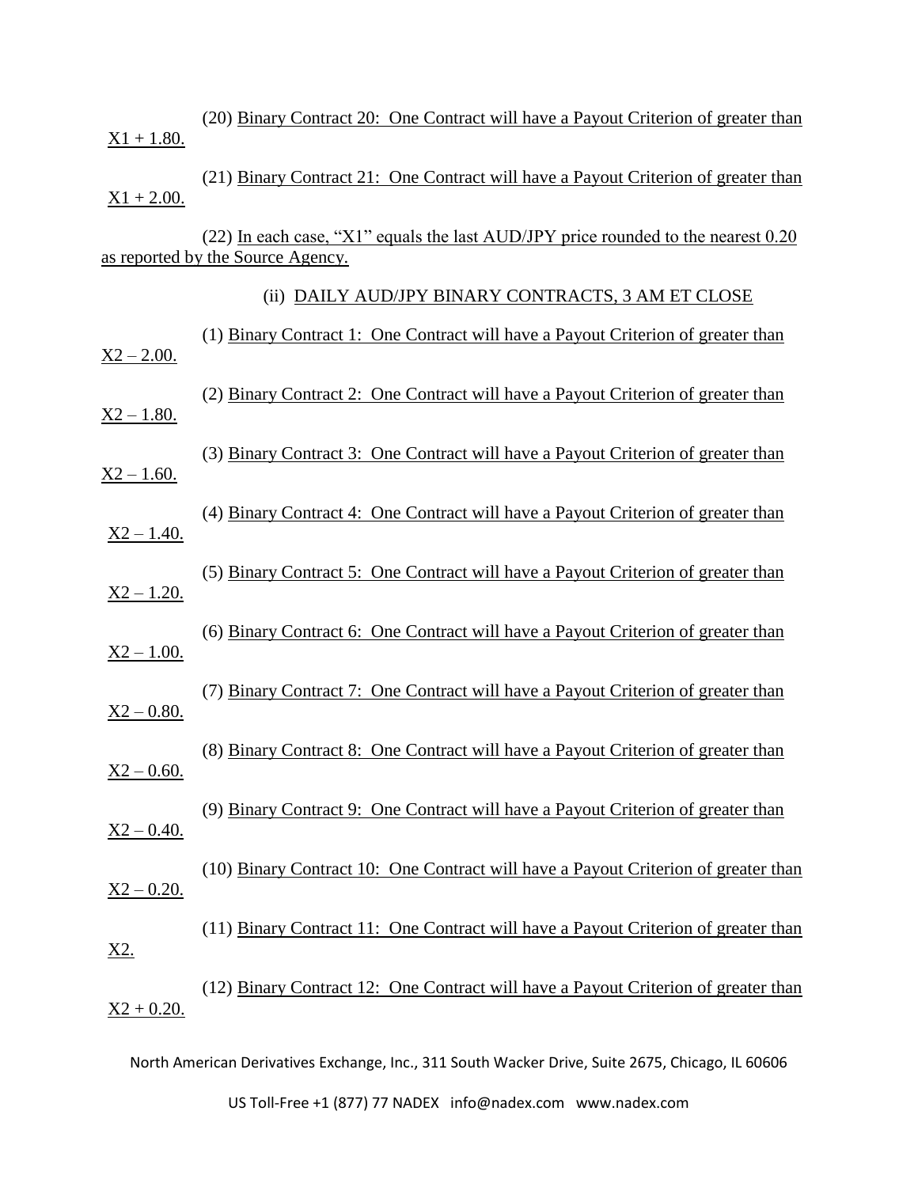(20) Binary Contract 20: One Contract will have a Payout Criterion of greater than X1 + 1.80.

(21) Binary Contract 21: One Contract will have a Payout Criterion of greater than X1 + 2.00.

(22) In each case, "X1" equals the last AUD/JPY price rounded to the nearest 0.20 as reported by the Source Agency.

(ii) DAILY AUD/JPY BINARY CONTRACTS, 3 AM ET CLOSE

(1) Binary Contract 1: One Contract will have a Payout Criterion of greater than X2 – 2.00.

(2) Binary Contract 2: One Contract will have a Payout Criterion of greater than X2 – 1.80.

(3) Binary Contract 3: One Contract will have a Payout Criterion of greater than X2 – 1.60.

(4) Binary Contract 4: One Contract will have a Payout Criterion of greater than X2 – 1.40.

(5) Binary Contract 5: One Contract will have a Payout Criterion of greater than X2 – 1.20.

(6) Binary Contract 6: One Contract will have a Payout Criterion of greater than X2 – 1.00.

(7) Binary Contract 7: One Contract will have a Payout Criterion of greater than X2 – 0.80.

(8) Binary Contract 8: One Contract will have a Payout Criterion of greater than X2 – 0.60.

(9) Binary Contract 9: One Contract will have a Payout Criterion of greater than X2 – 0.40.

(10) Binary Contract 10: One Contract will have a Payout Criterion of greater than X2 – 0.20.

(11) Binary Contract 11: One Contract will have a Payout Criterion of greater than X2.

(12) Binary Contract 12: One Contract will have a Payout Criterion of greater than X2 + 0.20.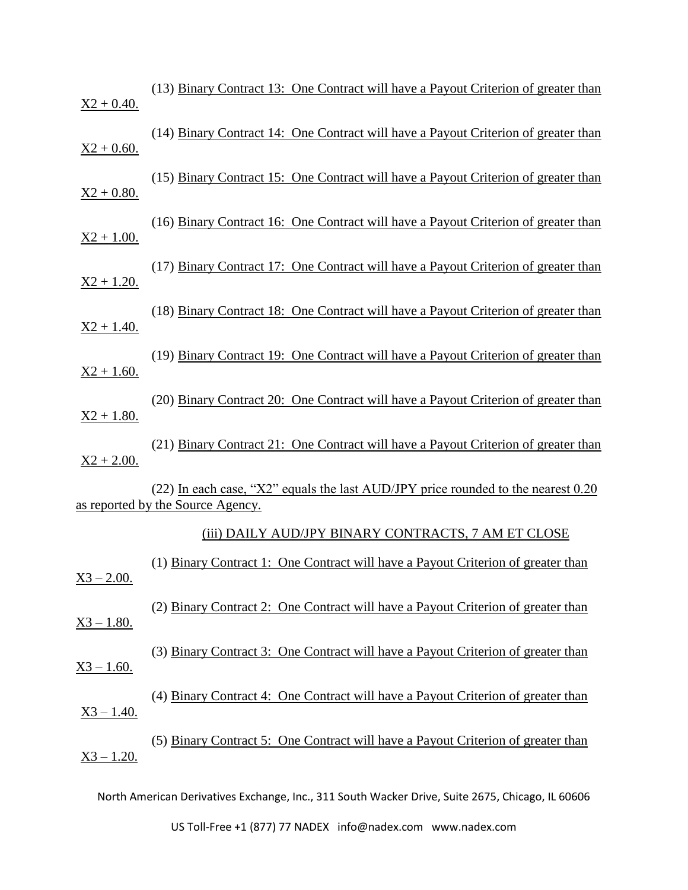(13) Binary Contract 13: One Contract will have a Payout Criterion of greater than $X2 + 0.40$.

(14) Binary Contract 14: One Contract will have a Payout Criterion of greater than $X2 + 0.60$.

(15) Binary Contract 15: One Contract will have a Payout Criterion of greater than $X2 + 0.80$.

(16) Binary Contract 16: One Contract will have a Payout Criterion of greater than $X2 + 1.00$.

(17) Binary Contract 17: One Contract will have a Payout Criterion of greater than $X2 + 1.20$.

(18) Binary Contract 18: One Contract will have a Payout Criterion of greater than $X2 + 1.40$.

(19) Binary Contract 19: One Contract will have a Payout Criterion of greater than $X2 + 1.60$.

(20) Binary Contract 20: One Contract will have a Payout Criterion of greater than $X2 + 1.80$.

(21) Binary Contract 21: One Contract will have a Payout Criterion of greater than $X2 + 2.00$.

(22) In each case, "X2" equals the last AUD/JPY price rounded to the nearest 0.20 as reported by the Source Agency.

### (iii) DAILY AUD/JPY BINARY CONTRACTS, 7 AM ET CLOSE

(1) Binary Contract 1: One Contract will have a Payout Criterion of greater than $X3 – 2.00$.

(2) Binary Contract 2: One Contract will have a Payout Criterion of greater than $X3 – 1.80$.

(3) Binary Contract 3: One Contract will have a Payout Criterion of greater than $X3 – 1.60$.

(4) Binary Contract 4: One Contract will have a Payout Criterion of greater than $X3 – 1.40$.

(5) Binary Contract 5: One Contract will have a Payout Criterion of greater than $X3 – 1.20$.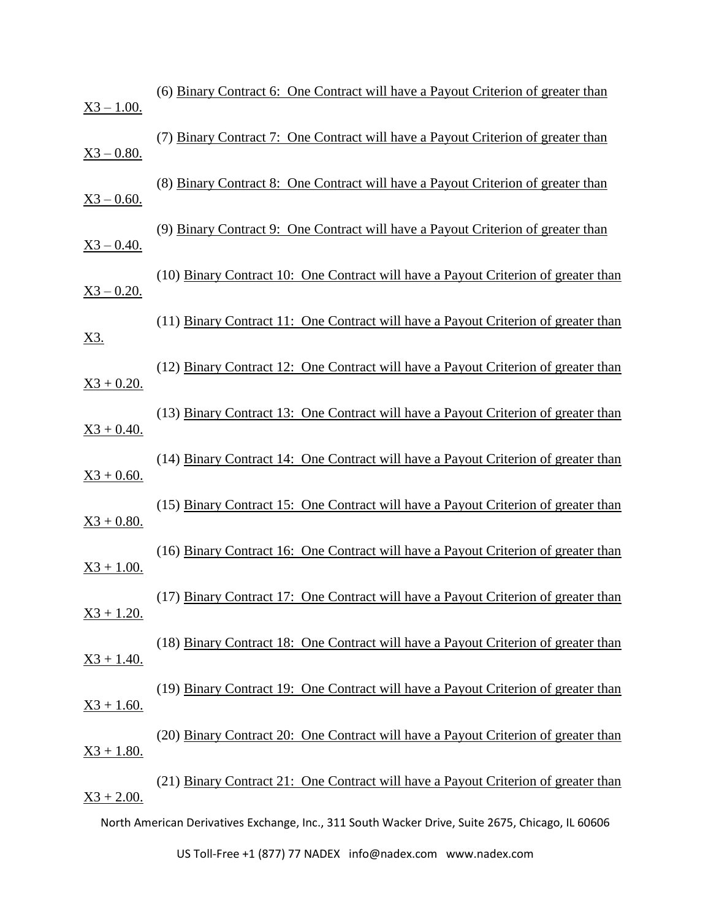(6) <u>Binary Contract 6: One Contract will have a Payout Criterion of greater than X3 – 1.00.</u>

(7) <u>Binary Contract 7: One Contract will have a Payout Criterion of greater than X3 – 0.80.</u>

(8) <u>Binary Contract 8: One Contract will have a Payout Criterion of greater than X3 – 0.60.</u>

(9) <u>Binary Contract 9: One Contract will have a Payout Criterion of greater than X3 – 0.40.</u>

(10) <u>Binary Contract 10: One Contract will have a Payout Criterion of greater than X3 – 0.20.</u>

(11) <u>Binary Contract 11: One Contract will have a Payout Criterion of greater than X3.</u>

(12) <u>Binary Contract 12: One Contract will have a Payout Criterion of greater than X3 + 0.20.</u>

(13) <u>Binary Contract 13: One Contract will have a Payout Criterion of greater than X3 + 0.40.</u>

(14) <u>Binary Contract 14: One Contract will have a Payout Criterion of greater than X3 + 0.60.</u>

(15) <u>Binary Contract 15: One Contract will have a Payout Criterion of greater than X3 + 0.80.</u>

(16) <u>Binary Contract 16: One Contract will have a Payout Criterion of greater than X3 + 1.00.</u>

(17) <u>Binary Contract 17: One Contract will have a Payout Criterion of greater than X3 + 1.20.</u>

(18) <u>Binary Contract 18: One Contract will have a Payout Criterion of greater than X3 + 1.40.</u>

(19) <u>Binary Contract 19: One Contract will have a Payout Criterion of greater than X3 + 1.60.</u>

(20) <u>Binary Contract 20: One Contract will have a Payout Criterion of greater than X3 + 1.80.</u>

(21) <u>Binary Contract 21: One Contract will have a Payout Criterion of greater than X3 + 2.00.</u>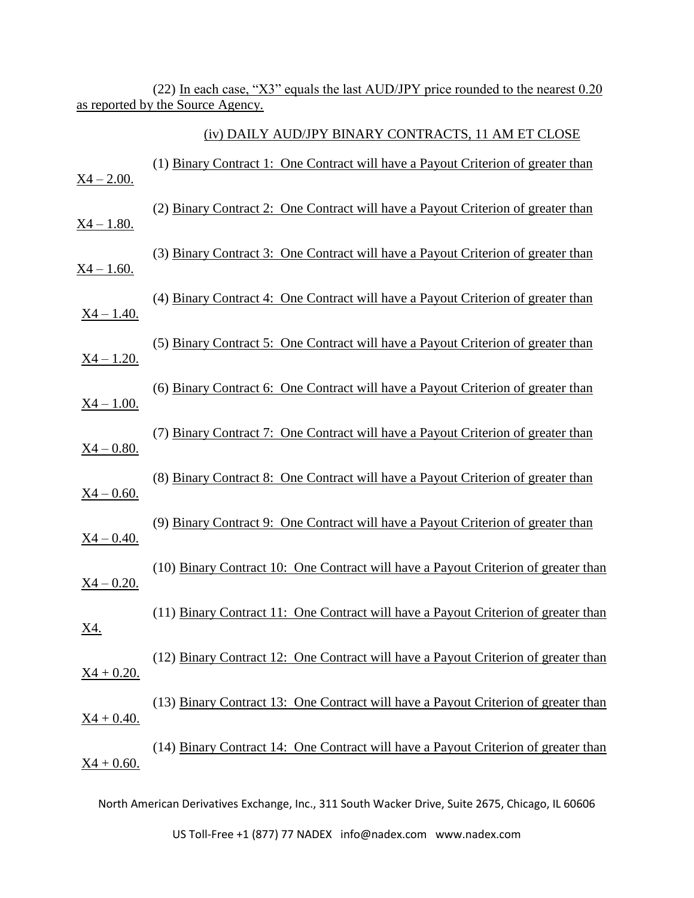(22) In each case, "X3" equals the last AUD/JPY price rounded to the nearest 0.20 as reported by the Source Agency.

(iv) DAILY AUD/JPY BINARY CONTRACTS, 11 AM ET CLOSE

(1) Binary Contract 1: One Contract will have a Payout Criterion of greater than X4 – 2.00.

(2) Binary Contract 2: One Contract will have a Payout Criterion of greater than X4 – 1.80.

(3) Binary Contract 3: One Contract will have a Payout Criterion of greater than X4 – 1.60.

(4) Binary Contract 4: One Contract will have a Payout Criterion of greater than X4 – 1.40.

(5) Binary Contract 5: One Contract will have a Payout Criterion of greater than X4 – 1.20.

(6) Binary Contract 6: One Contract will have a Payout Criterion of greater than X4 – 1.00.

(7) Binary Contract 7: One Contract will have a Payout Criterion of greater than X4 – 0.80.

(8) Binary Contract 8: One Contract will have a Payout Criterion of greater than X4 – 0.60.

(9) Binary Contract 9: One Contract will have a Payout Criterion of greater than X4 – 0.40.

(10) Binary Contract 10: One Contract will have a Payout Criterion of greater than X4 – 0.20.

(11) Binary Contract 11: One Contract will have a Payout Criterion of greater than X4.

(12) Binary Contract 12: One Contract will have a Payout Criterion of greater than X4 + 0.20.

(13) Binary Contract 13: One Contract will have a Payout Criterion of greater than X4 + 0.40.

(14) Binary Contract 14: One Contract will have a Payout Criterion of greater than X4 + 0.60.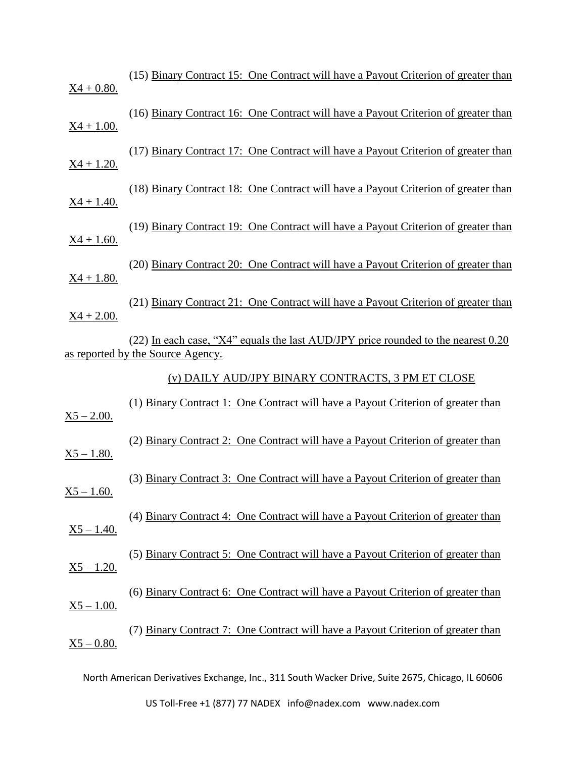(15) Binary Contract 15: One Contract will have a Payout Criterion of greater than X4 + 0.80.

(16) Binary Contract 16: One Contract will have a Payout Criterion of greater than X4 + 1.00.

(17) Binary Contract 17: One Contract will have a Payout Criterion of greater than X4 + 1.20.

(18) Binary Contract 18: One Contract will have a Payout Criterion of greater than X4 + 1.40.

(19) Binary Contract 19: One Contract will have a Payout Criterion of greater than X4 + 1.60.

(20) Binary Contract 20: One Contract will have a Payout Criterion of greater than X4 + 1.80.

(21) Binary Contract 21: One Contract will have a Payout Criterion of greater than X4 + 2.00.

(22) In each case, "X4" equals the last AUD/JPY price rounded to the nearest 0.20 as reported by the Source Agency.

(v) DAILY AUD/JPY BINARY CONTRACTS, 3 PM ET CLOSE

(1) Binary Contract 1: One Contract will have a Payout Criterion of greater than X5 – 2.00.

(2) Binary Contract 2: One Contract will have a Payout Criterion of greater than X5 – 1.80.

(3) Binary Contract 3: One Contract will have a Payout Criterion of greater than X5 – 1.60.

(4) Binary Contract 4: One Contract will have a Payout Criterion of greater than X5 – 1.40.

(5) Binary Contract 5: One Contract will have a Payout Criterion of greater than X5 – 1.20.

(6) Binary Contract 6: One Contract will have a Payout Criterion of greater than X5 – 1.00.

(7) Binary Contract 7: One Contract will have a Payout Criterion of greater than X5 – 0.80.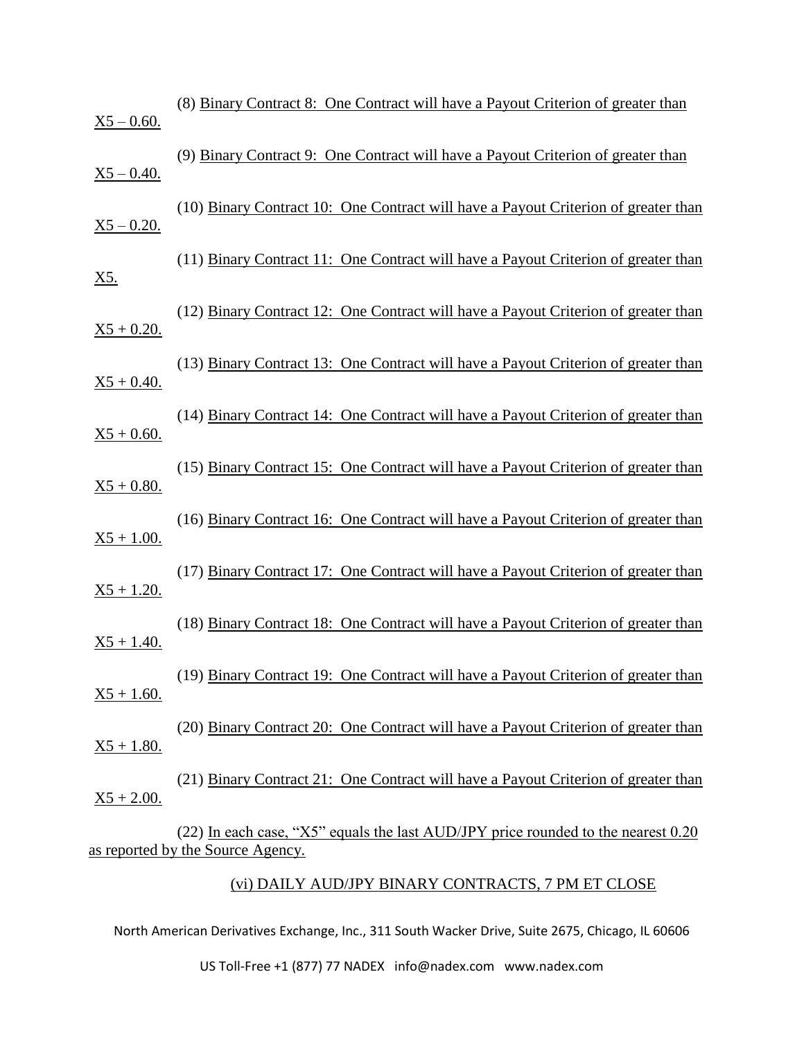(8) Binary Contract 8: One Contract will have a Payout Criterion of greater than X5 – 0.60.

(9) Binary Contract 9: One Contract will have a Payout Criterion of greater than X5 – 0.40.

(10) Binary Contract 10: One Contract will have a Payout Criterion of greater than X5 – 0.20.

(11) Binary Contract 11: One Contract will have a Payout Criterion of greater than X5.

(12) Binary Contract 12: One Contract will have a Payout Criterion of greater than X5 + 0.20.

(13) Binary Contract 13: One Contract will have a Payout Criterion of greater than X5 + 0.40.

(14) Binary Contract 14: One Contract will have a Payout Criterion of greater than X5 + 0.60.

(15) Binary Contract 15: One Contract will have a Payout Criterion of greater than X5 + 0.80.

(16) Binary Contract 16: One Contract will have a Payout Criterion of greater than X5 + 1.00.

(17) Binary Contract 17: One Contract will have a Payout Criterion of greater than X5 + 1.20.

(18) Binary Contract 18: One Contract will have a Payout Criterion of greater than X5 + 1.40.

(19) Binary Contract 19: One Contract will have a Payout Criterion of greater than X5 + 1.60.

(20) Binary Contract 20: One Contract will have a Payout Criterion of greater than X5 + 1.80.

(21) Binary Contract 21: One Contract will have a Payout Criterion of greater than X5 + 2.00.

(22) In each case, "X5" equals the last AUD/JPY price rounded to the nearest 0.20 as reported by the Source Agency.

(vi) DAILY AUD/JPY BINARY CONTRACTS, 7 PM ET CLOSE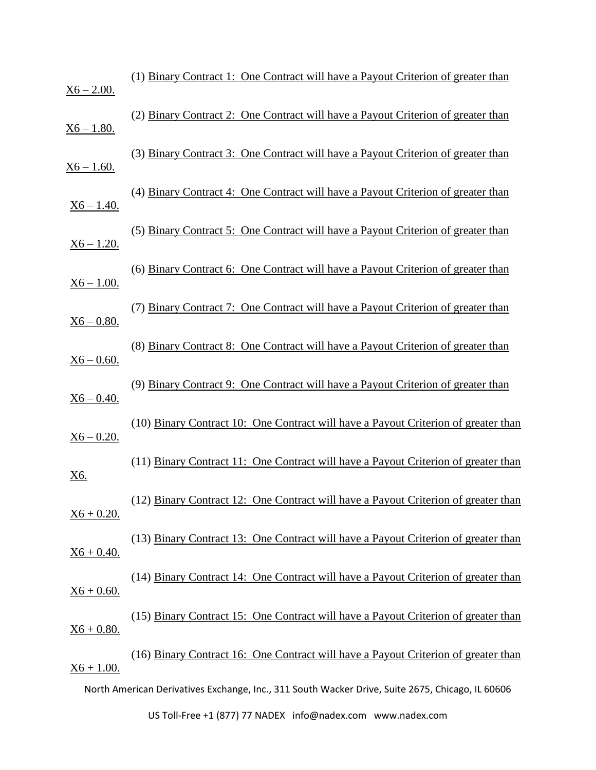(1) Binary Contract 1: One Contract will have a Payout Criterion of greater than X6 – 2.00.

(2) Binary Contract 2: One Contract will have a Payout Criterion of greater than X6 – 1.80.

(3) Binary Contract 3: One Contract will have a Payout Criterion of greater than X6 – 1.60.

(4) Binary Contract 4: One Contract will have a Payout Criterion of greater than X6 – 1.40.

(5) Binary Contract 5: One Contract will have a Payout Criterion of greater than X6 – 1.20.

(6) Binary Contract 6: One Contract will have a Payout Criterion of greater than X6 – 1.00.

(7) Binary Contract 7: One Contract will have a Payout Criterion of greater than X6 – 0.80.

(8) Binary Contract 8: One Contract will have a Payout Criterion of greater than X6 – 0.60.

(9) Binary Contract 9: One Contract will have a Payout Criterion of greater than X6 – 0.40.

(10) Binary Contract 10: One Contract will have a Payout Criterion of greater than X6 – 0.20.

(11) Binary Contract 11: One Contract will have a Payout Criterion of greater than X6.

(12) Binary Contract 12: One Contract will have a Payout Criterion of greater than X6 + 0.20.

(13) Binary Contract 13: One Contract will have a Payout Criterion of greater than X6 + 0.40.

(14) Binary Contract 14: One Contract will have a Payout Criterion of greater than X6 + 0.60.

(15) Binary Contract 15: One Contract will have a Payout Criterion of greater than X6 + 0.80.

(16) Binary Contract 16: One Contract will have a Payout Criterion of greater than X6 + 1.00.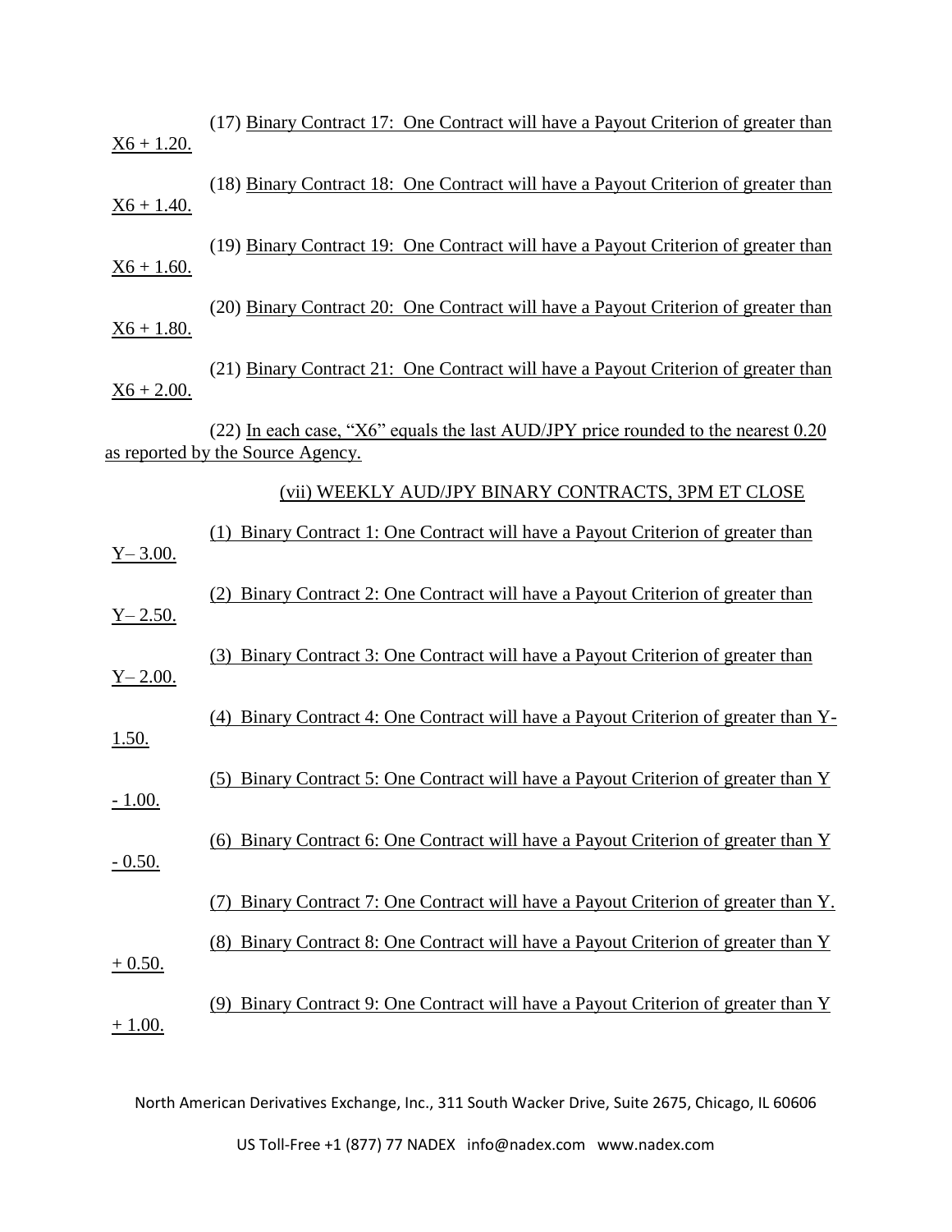(17) Binary Contract 17: One Contract will have a Payout Criterion of greater than X6 + 1.20.

(18) Binary Contract 18: One Contract will have a Payout Criterion of greater than X6 + 1.40.

(19) Binary Contract 19: One Contract will have a Payout Criterion of greater than X6 + 1.60.

(20) Binary Contract 20: One Contract will have a Payout Criterion of greater than X6 + 1.80.

(21) Binary Contract 21: One Contract will have a Payout Criterion of greater than X6 + 2.00.

(22) In each case, "X6" equals the last AUD/JPY price rounded to the nearest 0.20 as reported by the Source Agency.

(vii) WEEKLY AUD/JPY BINARY CONTRACTS, 3PM ET CLOSE

(1) Binary Contract 1: One Contract will have a Payout Criterion of greater than Y– 3.00.

(2) Binary Contract 2: One Contract will have a Payout Criterion of greater than Y– 2.50.

(3) Binary Contract 3: One Contract will have a Payout Criterion of greater than Y– 2.00.

(4) Binary Contract 4: One Contract will have a Payout Criterion of greater than Y- 1.50.

(5) Binary Contract 5: One Contract will have a Payout Criterion of greater than Y - 1.00.

(6) Binary Contract 6: One Contract will have a Payout Criterion of greater than Y - 0.50.

(7) Binary Contract 7: One Contract will have a Payout Criterion of greater than Y.

(8) Binary Contract 8: One Contract will have a Payout Criterion of greater than Y + 0.50.

(9) Binary Contract 9: One Contract will have a Payout Criterion of greater than Y + 1.00.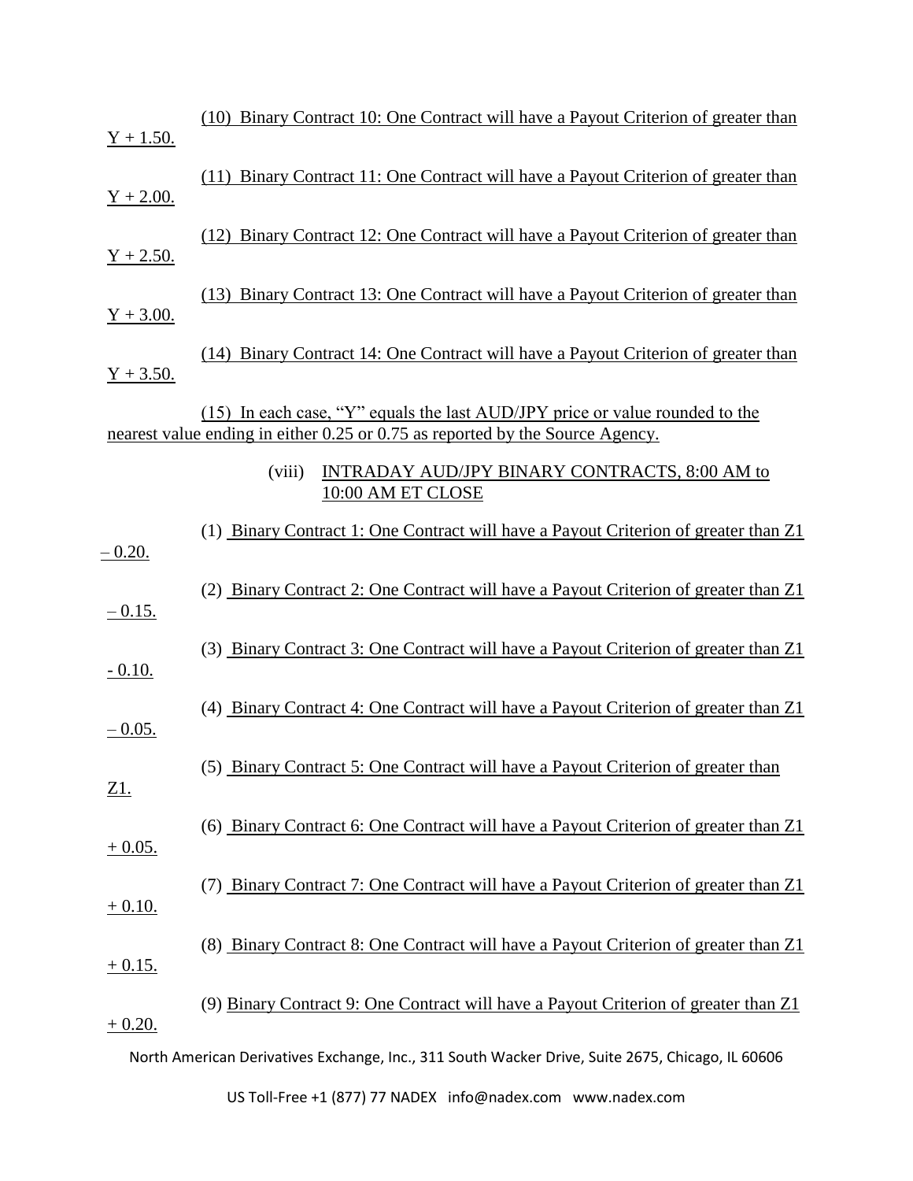(10) Binary Contract 10: One Contract will have a Payout Criterion of greater than Y + 1.50.

(11) Binary Contract 11: One Contract will have a Payout Criterion of greater than Y + 2.00.

(12) Binary Contract 12: One Contract will have a Payout Criterion of greater than Y + 2.50.

(13) Binary Contract 13: One Contract will have a Payout Criterion of greater than Y + 3.00.

(14) Binary Contract 14: One Contract will have a Payout Criterion of greater than Y + 3.50.

(15) In each case, "Y" equals the last AUD/JPY price or value rounded to the nearest value ending in either 0.25 or 0.75 as reported by the Source Agency.

(viii) INTRADAY AUD/JPY BINARY CONTRACTS, 8:00 AM to 10:00 AM ET CLOSE

(1) Binary Contract 1: One Contract will have a Payout Criterion of greater than Z1 – 0.20.

(2) Binary Contract 2: One Contract will have a Payout Criterion of greater than Z1 – 0.15.

(3) Binary Contract 3: One Contract will have a Payout Criterion of greater than Z1 - 0.10.

(4) Binary Contract 4: One Contract will have a Payout Criterion of greater than Z1 – 0.05.

(5) Binary Contract 5: One Contract will have a Payout Criterion of greater than Z1.

(6) Binary Contract 6: One Contract will have a Payout Criterion of greater than Z1 + 0.05.

(7) Binary Contract 7: One Contract will have a Payout Criterion of greater than Z1 + 0.10.

(8) Binary Contract 8: One Contract will have a Payout Criterion of greater than Z1 + 0.15.

(9) Binary Contract 9: One Contract will have a Payout Criterion of greater than Z1 + 0.20.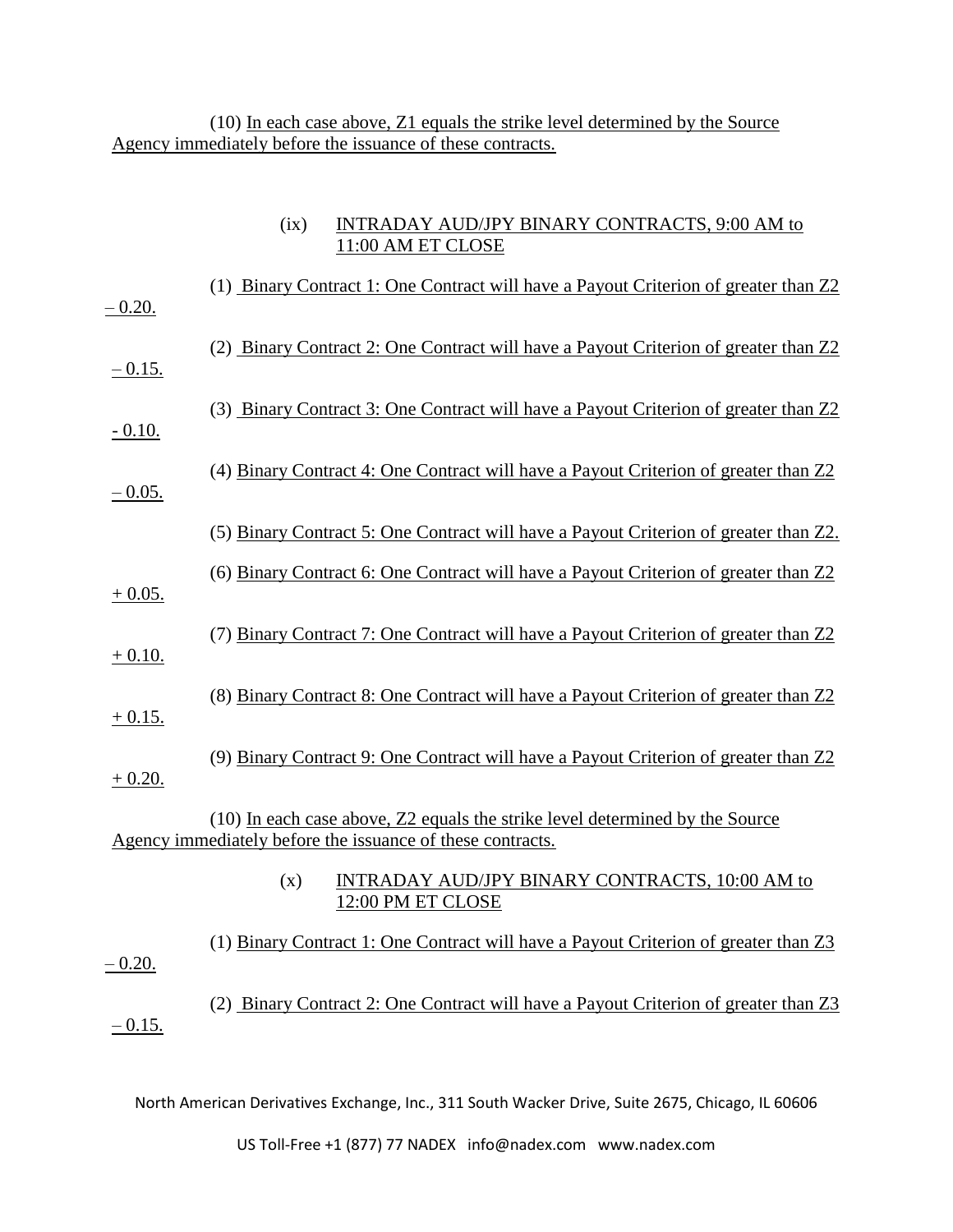(10) In each case above, Z1 equals the strike level determined by the Source Agency immediately before the issuance of these contracts.

(ix) INTRADAY AUD/JPY BINARY CONTRACTS, 9:00 AM to 11:00 AM ET CLOSE

(1) Binary Contract 1: One Contract will have a Payout Criterion of greater than Z2 – 0.20.

(2) Binary Contract 2: One Contract will have a Payout Criterion of greater than Z2 – 0.15.

(3) Binary Contract 3: One Contract will have a Payout Criterion of greater than Z2 - 0.10.

(4) Binary Contract 4: One Contract will have a Payout Criterion of greater than Z2 – 0.05.

(5) Binary Contract 5: One Contract will have a Payout Criterion of greater than Z2.

(6) Binary Contract 6: One Contract will have a Payout Criterion of greater than Z2 + 0.05.

(7) Binary Contract 7: One Contract will have a Payout Criterion of greater than Z2 + 0.10.

(8) Binary Contract 8: One Contract will have a Payout Criterion of greater than Z2 + 0.15.

(9) Binary Contract 9: One Contract will have a Payout Criterion of greater than Z2 + 0.20.

(10) In each case above, Z2 equals the strike level determined by the Source Agency immediately before the issuance of these contracts.

(x) INTRADAY AUD/JPY BINARY CONTRACTS, 10:00 AM to 12:00 PM ET CLOSE

(1) Binary Contract 1: One Contract will have a Payout Criterion of greater than Z3 – 0.20.

(2) Binary Contract 2: One Contract will have a Payout Criterion of greater than Z3 – 0.15.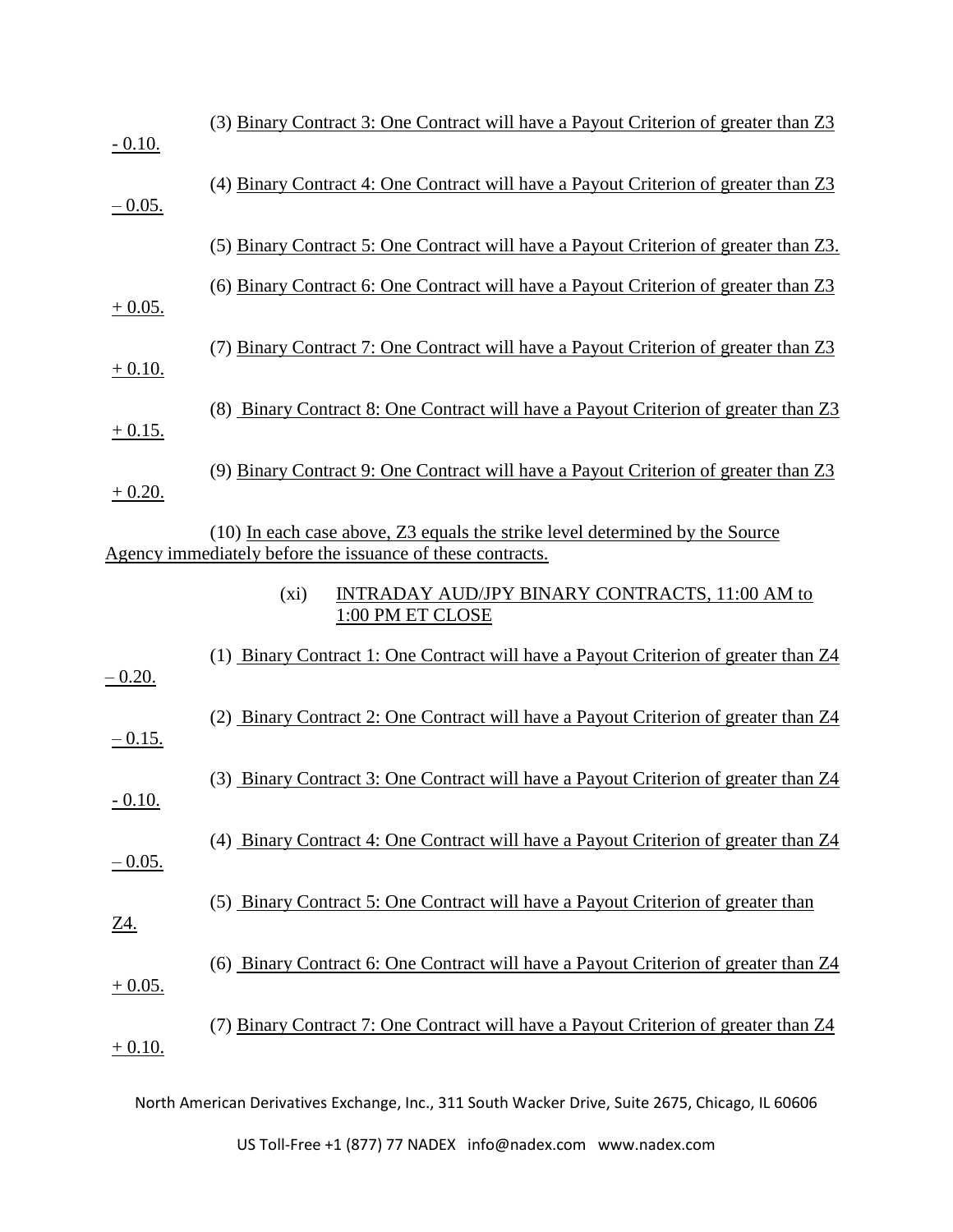(3) Binary Contract 3: One Contract will have a Payout Criterion of greater than Z3 - 0.10.

(4) Binary Contract 4: One Contract will have a Payout Criterion of greater than Z3 – 0.05.

(5) Binary Contract 5: One Contract will have a Payout Criterion of greater than Z3.

(6) Binary Contract 6: One Contract will have a Payout Criterion of greater than Z3 + 0.05.

(7) Binary Contract 7: One Contract will have a Payout Criterion of greater than Z3 + 0.10.

(8) Binary Contract 8: One Contract will have a Payout Criterion of greater than Z3 + 0.15.

(9) Binary Contract 9: One Contract will have a Payout Criterion of greater than Z3 + 0.20.

(10) In each case above, Z3 equals the strike level determined by the Source Agency immediately before the issuance of these contracts.

(xi) INTRADAY AUD/JPY BINARY CONTRACTS, 11:00 AM to 1:00 PM ET CLOSE

(1) Binary Contract 1: One Contract will have a Payout Criterion of greater than Z4 – 0.20.

(2) Binary Contract 2: One Contract will have a Payout Criterion of greater than Z4 – 0.15.

(3) Binary Contract 3: One Contract will have a Payout Criterion of greater than Z4 - 0.10.

(4) Binary Contract 4: One Contract will have a Payout Criterion of greater than Z4 – 0.05.

(5) Binary Contract 5: One Contract will have a Payout Criterion of greater than Z4.

(6) Binary Contract 6: One Contract will have a Payout Criterion of greater than Z4 + 0.05.

(7) Binary Contract 7: One Contract will have a Payout Criterion of greater than Z4 + 0.10.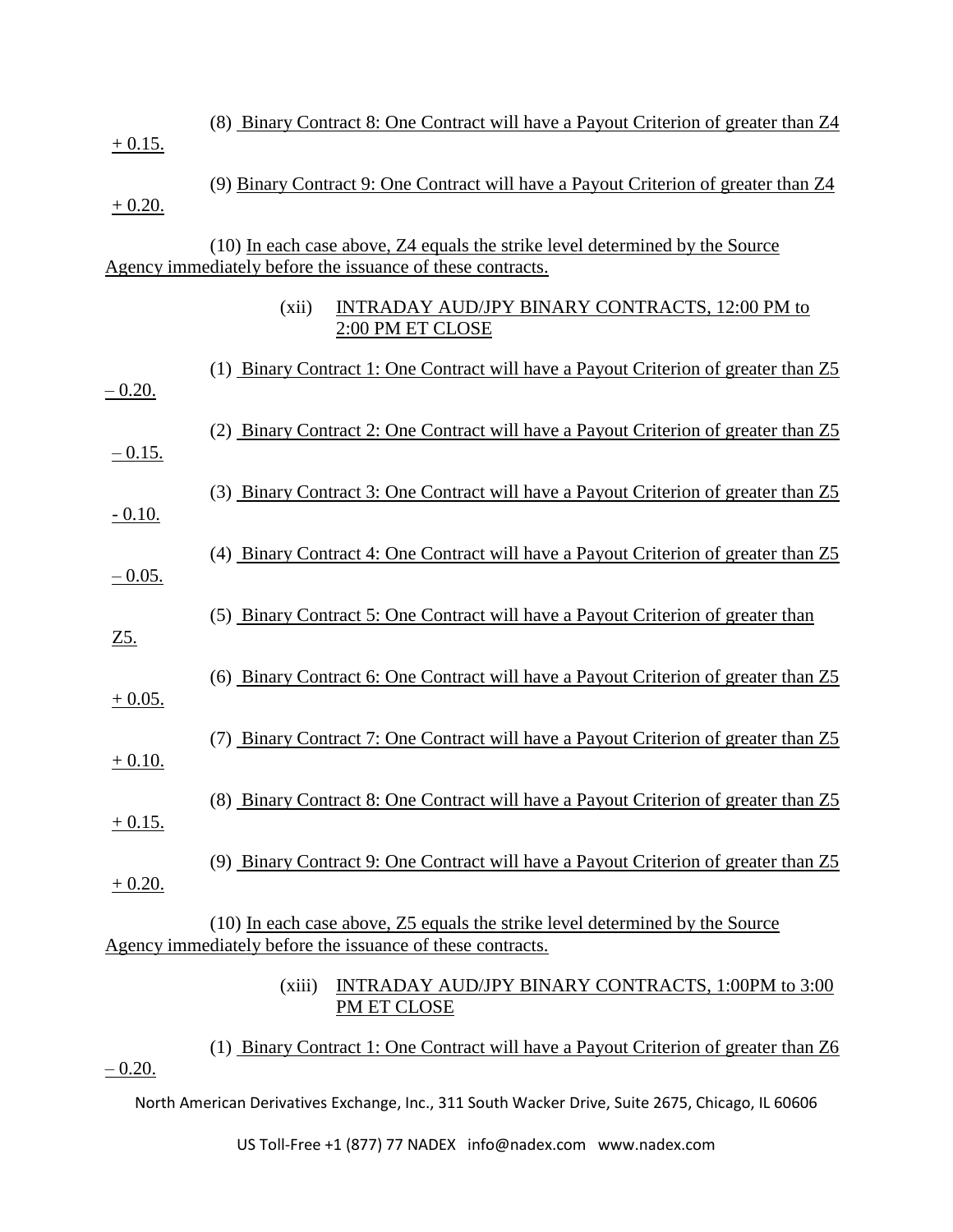(8) Binary Contract 8: One Contract will have a Payout Criterion of greater than Z4 + 0.15.

(9) Binary Contract 9: One Contract will have a Payout Criterion of greater than Z4 + 0.20.

(10) In each case above, Z4 equals the strike level determined by the Source Agency immediately before the issuance of these contracts.

(xii) INTRADAY AUD/JPY BINARY CONTRACTS, 12:00 PM to 2:00 PM ET CLOSE

(1) Binary Contract 1: One Contract will have a Payout Criterion of greater than Z5 – 0.20.

(2) Binary Contract 2: One Contract will have a Payout Criterion of greater than Z5 – 0.15.

(3) Binary Contract 3: One Contract will have a Payout Criterion of greater than Z5 - 0.10.

(4) Binary Contract 4: One Contract will have a Payout Criterion of greater than Z5 – 0.05.

(5) Binary Contract 5: One Contract will have a Payout Criterion of greater than Z5.

(6) Binary Contract 6: One Contract will have a Payout Criterion of greater than Z5 + 0.05.

(7) Binary Contract 7: One Contract will have a Payout Criterion of greater than Z5 + 0.10.

(8) Binary Contract 8: One Contract will have a Payout Criterion of greater than Z5 + 0.15.

(9) Binary Contract 9: One Contract will have a Payout Criterion of greater than Z5 + 0.20.

(10) In each case above, Z5 equals the strike level determined by the Source Agency immediately before the issuance of these contracts.

(xiii) INTRADAY AUD/JPY BINARY CONTRACTS, 1:00PM to 3:00 PM ET CLOSE

(1) Binary Contract 1: One Contract will have a Payout Criterion of greater than Z6 – 0.20.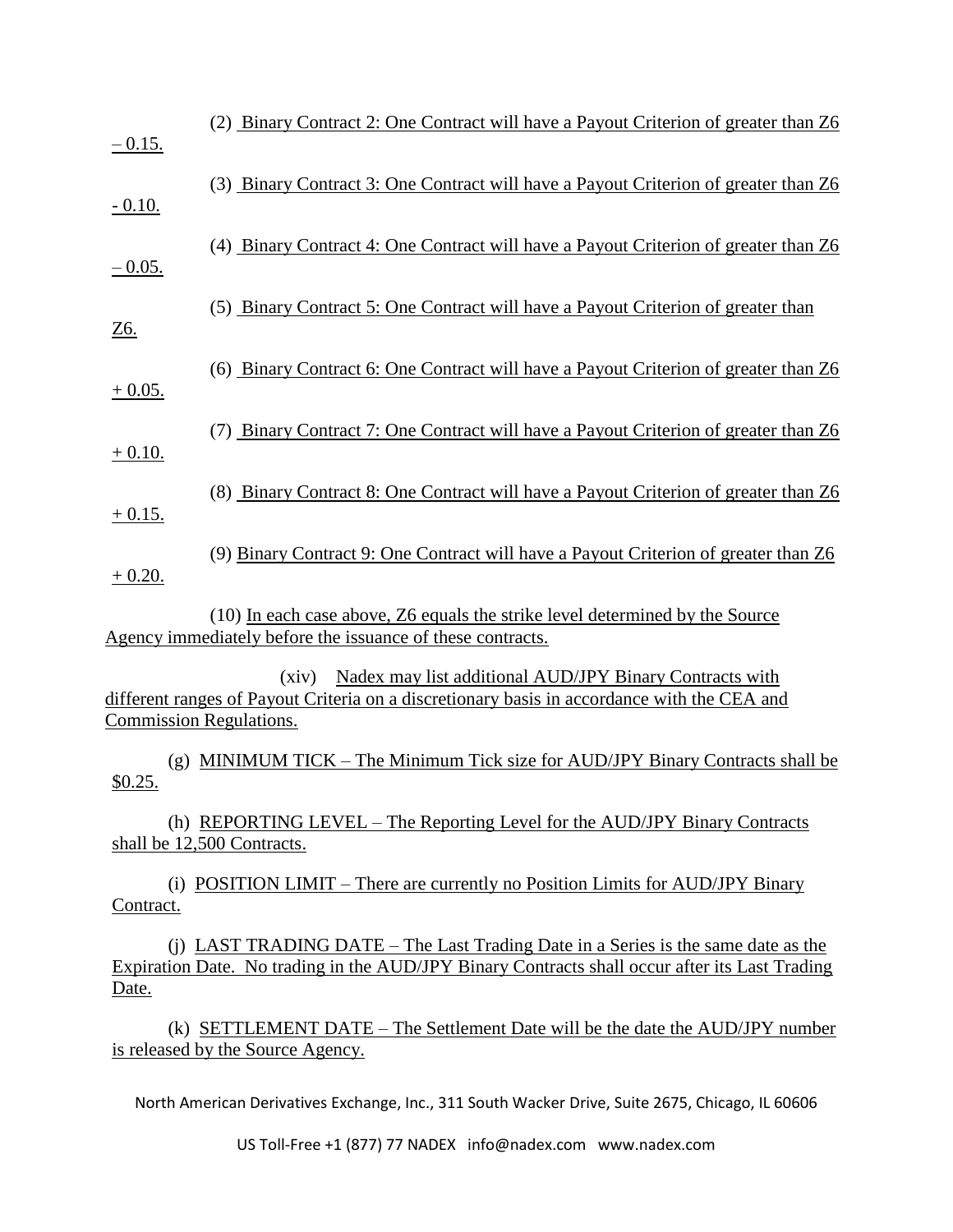(2) Binary Contract 2: One Contract will have a Payout Criterion of greater than Z6 – 0.15.

(3) Binary Contract 3: One Contract will have a Payout Criterion of greater than Z6 - 0.10.

(4) Binary Contract 4: One Contract will have a Payout Criterion of greater than Z6 – 0.05.

(5) Binary Contract 5: One Contract will have a Payout Criterion of greater than Z6.

(6) Binary Contract 6: One Contract will have a Payout Criterion of greater than Z6 + 0.05.

(7) Binary Contract 7: One Contract will have a Payout Criterion of greater than Z6 + 0.10.

(8) Binary Contract 8: One Contract will have a Payout Criterion of greater than Z6 + 0.15.

(9) Binary Contract 9: One Contract will have a Payout Criterion of greater than Z6 + 0.20.

(10) In each case above, Z6 equals the strike level determined by the Source Agency immediately before the issuance of these contracts.

(xiv) Nadex may list additional AUD/JPY Binary Contracts with different ranges of Payout Criteria on a discretionary basis in accordance with the CEA and Commission Regulations.

(g) MINIMUM TICK – The Minimum Tick size for AUD/JPY Binary Contracts shall be $0.25.

(h) REPORTING LEVEL – The Reporting Level for the AUD/JPY Binary Contracts shall be 12,500 Contracts.

(i) POSITION LIMIT – There are currently no Position Limits for AUD/JPY Binary Contract.

(j) LAST TRADING DATE – The Last Trading Date in a Series is the same date as the Expiration Date. No trading in the AUD/JPY Binary Contracts shall occur after its Last Trading Date.

(k) SETTLEMENT DATE – The Settlement Date will be the date the AUD/JPY number is released by the Source Agency.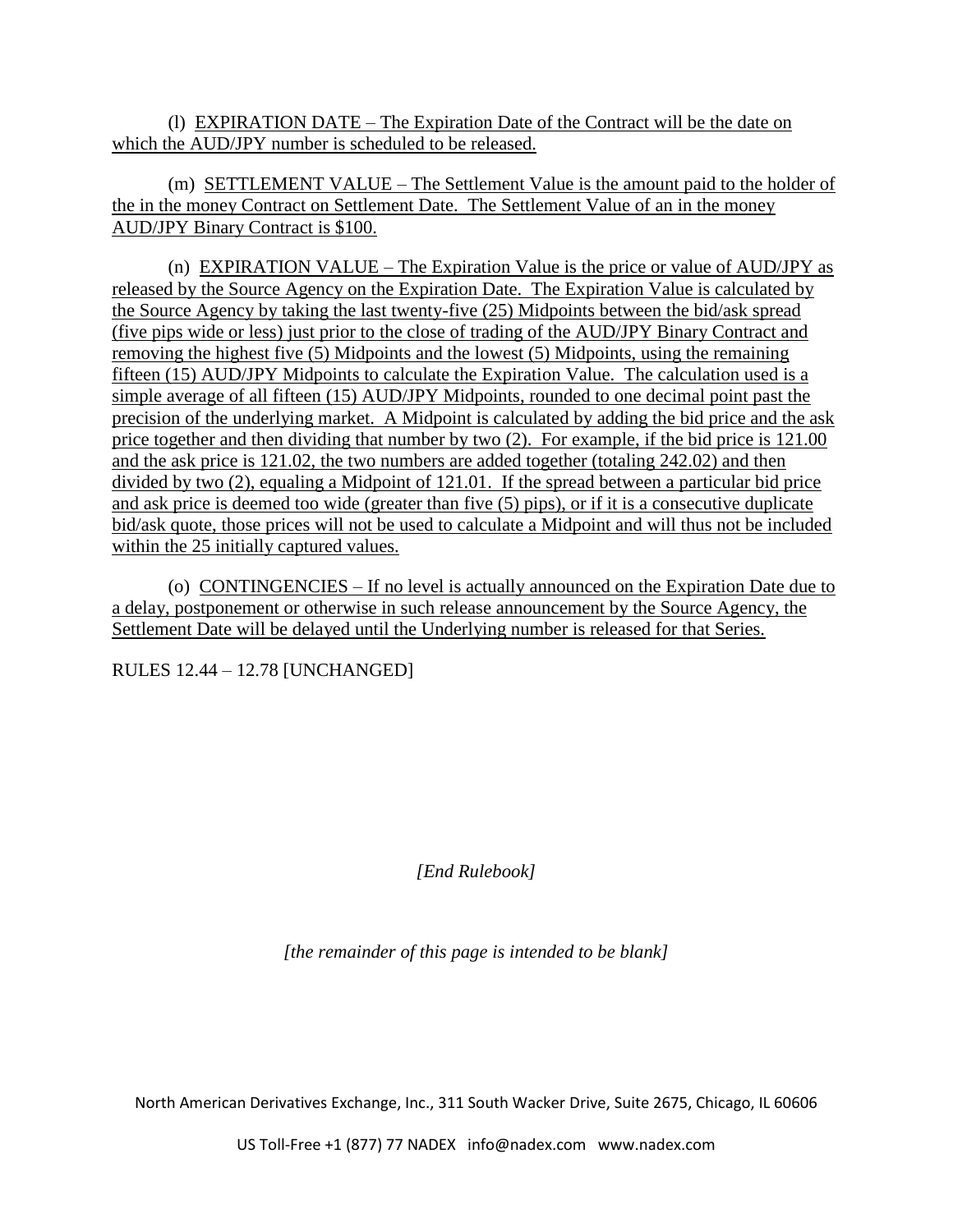(l) EXPIRATION DATE – The Expiration Date of the Contract will be the date on which the AUD/JPY number is scheduled to be released.

(m) SETTLEMENT VALUE – The Settlement Value is the amount paid to the holder of the in the money Contract on Settlement Date. The Settlement Value of an in the money AUD/JPY Binary Contract is $100.

(n) EXPIRATION VALUE – The Expiration Value is the price or value of AUD/JPY as released by the Source Agency on the Expiration Date. The Expiration Value is calculated by the Source Agency by taking the last twenty-five (25) Midpoints between the bid/ask spread (five pips wide or less) just prior to the close of trading of the AUD/JPY Binary Contract and removing the highest five (5) Midpoints and the lowest (5) Midpoints, using the remaining fifteen (15) AUD/JPY Midpoints to calculate the Expiration Value. The calculation used is a simple average of all fifteen (15) AUD/JPY Midpoints, rounded to one decimal point past the precision of the underlying market. A Midpoint is calculated by adding the bid price and the ask price together and then dividing that number by two (2). For example, if the bid price is 121.00 and the ask price is 121.02, the two numbers are added together (totaling 242.02) and then divided by two (2), equaling a Midpoint of 121.01. If the spread between a particular bid price and ask price is deemed too wide (greater than five (5) pips), or if it is a consecutive duplicate bid/ask quote, those prices will not be used to calculate a Midpoint and will thus not be included within the 25 initially captured values.

(o) CONTINGENCIES – If no level is actually announced on the Expiration Date due to a delay, postponement or otherwise in such release announcement by the Source Agency, the Settlement Date will be delayed until the Underlying number is released for that Series.

RULES 12.44 – 12.78 [UNCHANGED]

*[End Rulebook]*

*[the remainder of this page is intended to be blank]*